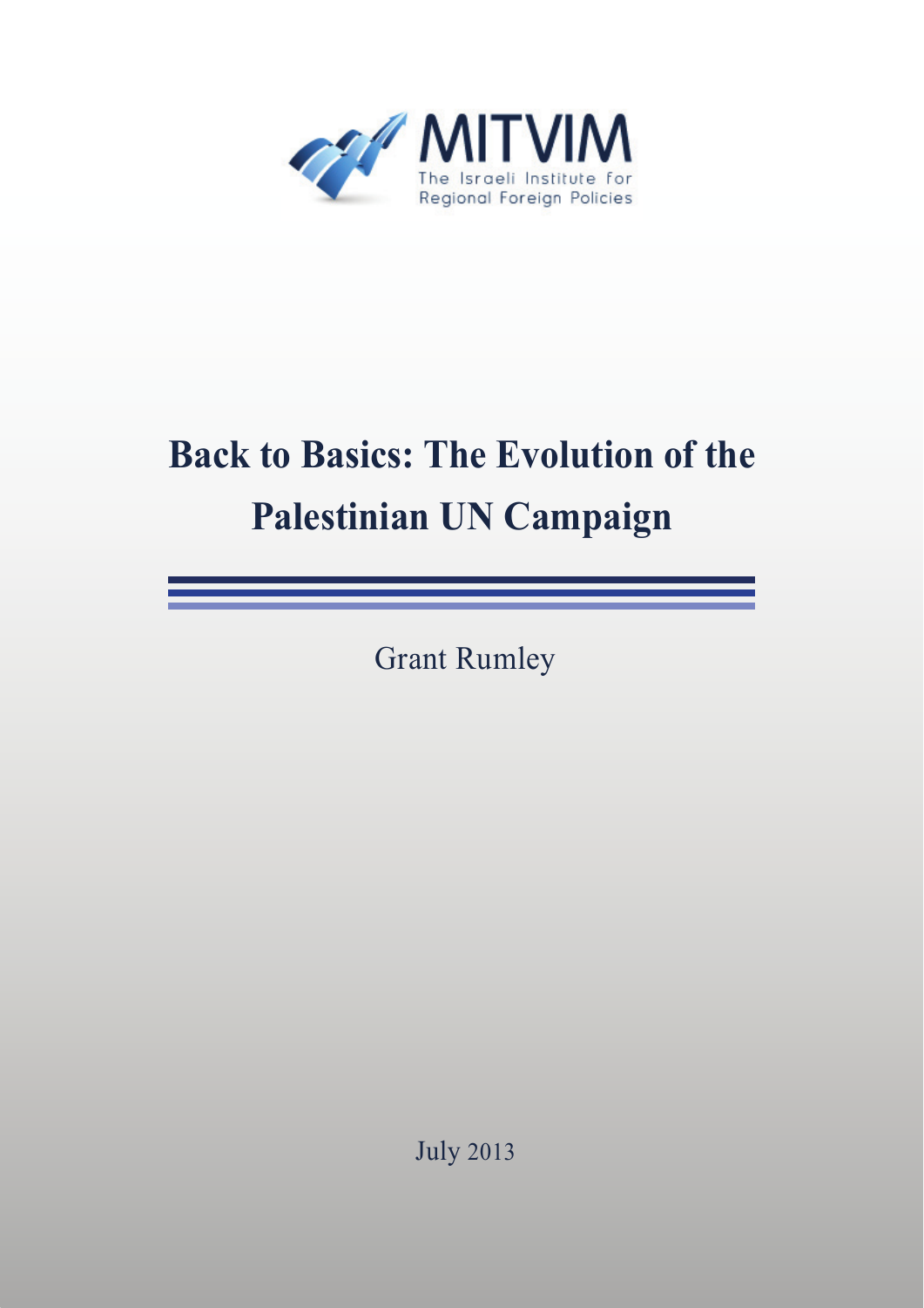MITVIM

The Israeli Institute for Regional Foreign Policies

# Back to Basics: The Evolution of the Palestinian UN Campaign

Grant Rumley

July 2013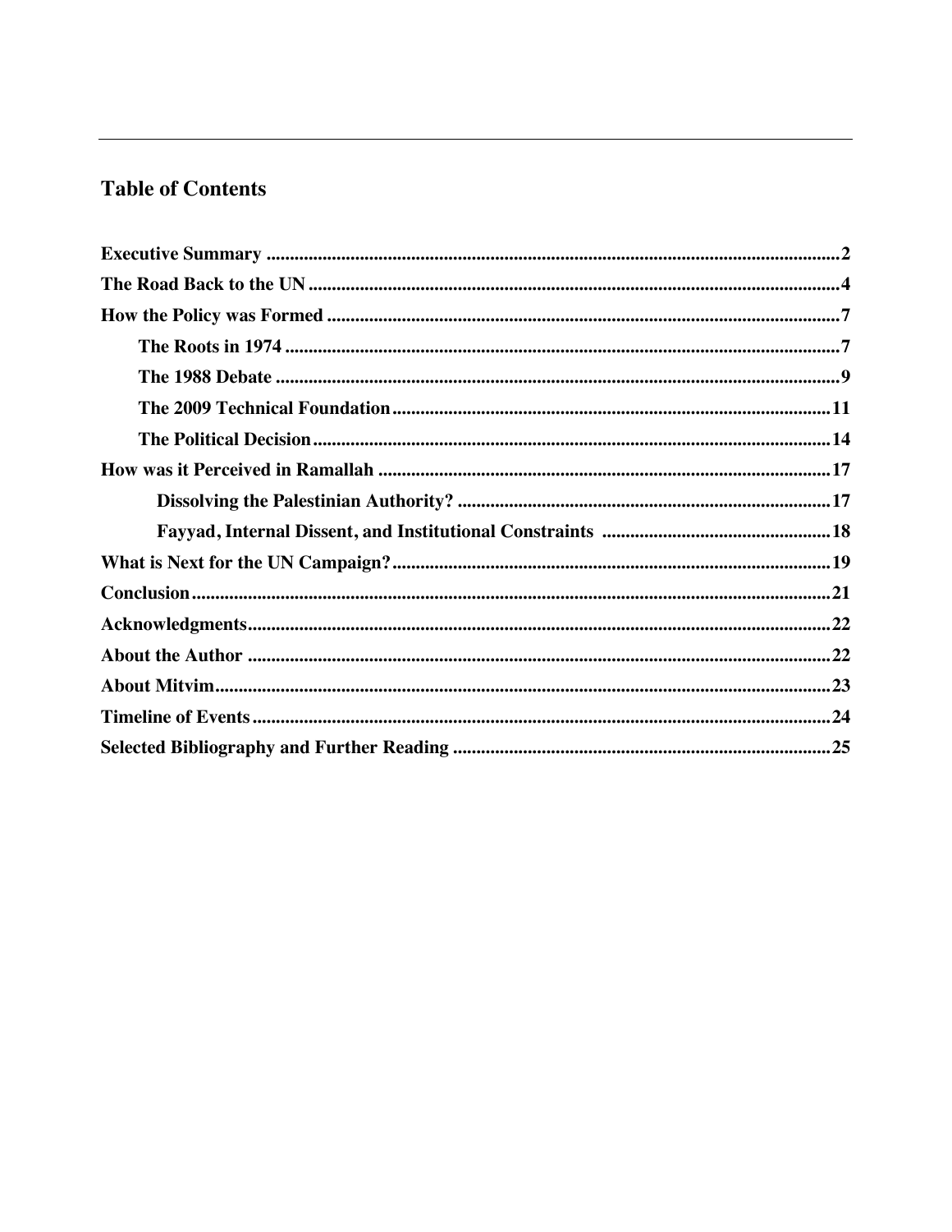## Table of Contents

**Executive Summary** .......... 2

**The Road Back to the UN** .......... 4

**How the Policy was Formed** .......... 7

- **The Roots in 1974** .......... 7
- **The 1988 Debate** .......... 9
- **The 2009 Technical Foundation** .......... 11
- **The Political Decision** .......... 14

**How was it Perceived in Ramallah** .......... 17

- **Dissolving the Palestinian Authority?** .......... 17
- **Fayyad, Internal Dissent, and Institutional Constraints** .......... 18

**What is Next for the UN Campaign?** .......... 19

**Conclusion** .......... 21

**Acknowledgments** .......... 22

**About the Author** .......... 22

**About Mitvim** .......... 23

**Timeline of Events** .......... 24

**Selected Bibliography and Further Reading** .......... 25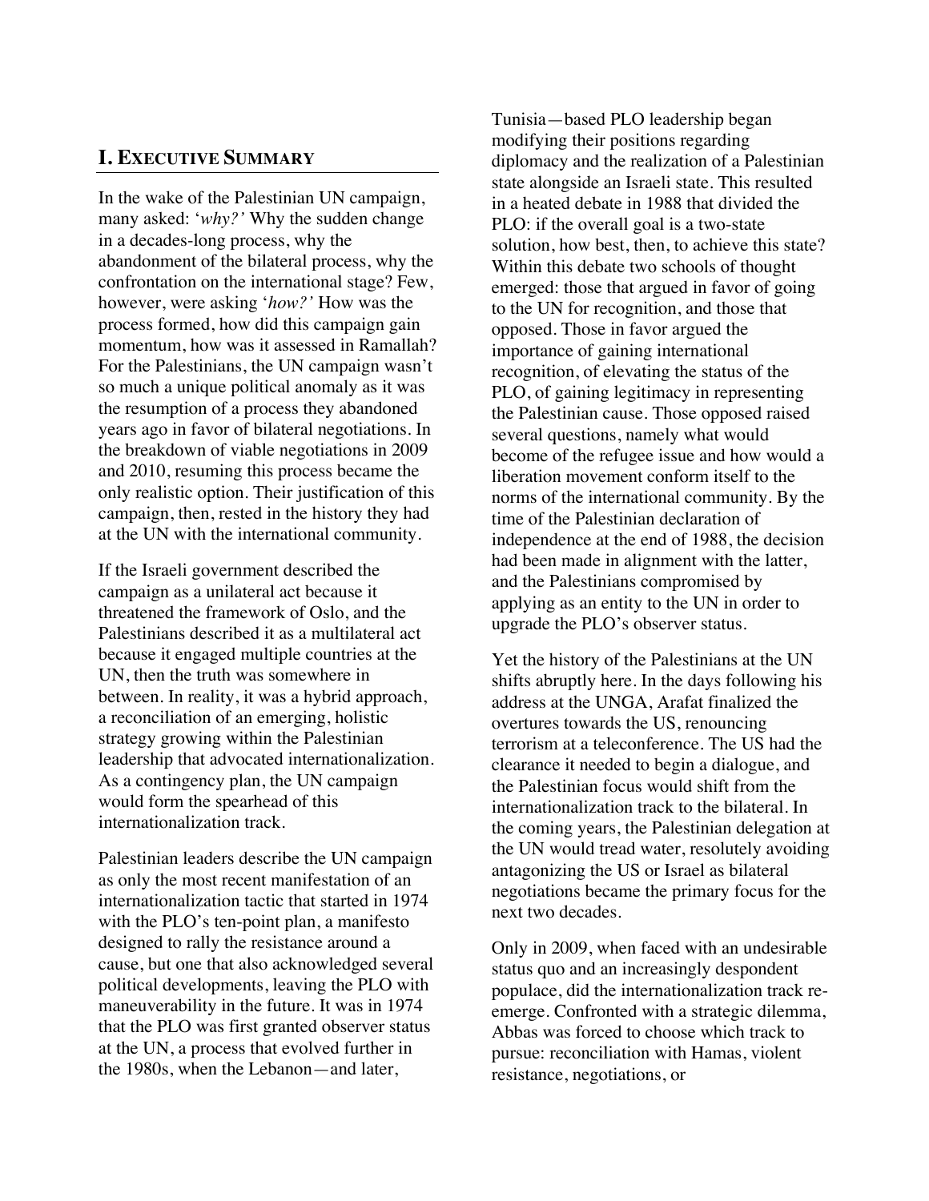## I. Executive Summary

In the wake of the Palestinian UN campaign, many asked: '*why?'* Why the sudden change in a decades-long process, why the abandonment of the bilateral process, why the confrontation on the international stage? Few, however, were asking '*how?'* How was the process formed, how did this campaign gain momentum, how was it assessed in Ramallah? For the Palestinians, the UN campaign wasn't so much a unique political anomaly as it was the resumption of a process they abandoned years ago in favor of bilateral negotiations. In the breakdown of viable negotiations in 2009 and 2010, resuming this process became the only realistic option. Their justification of this campaign, then, rested in the history they had at the UN with the international community.

If the Israeli government described the campaign as a unilateral act because it threatened the framework of Oslo, and the Palestinians described it as a multilateral act because it engaged multiple countries at the UN, then the truth was somewhere in between. In reality, it was a hybrid approach, a reconciliation of an emerging, holistic strategy growing within the Palestinian leadership that advocated internationalization. As a contingency plan, the UN campaign would form the spearhead of this internationalization track.

Palestinian leaders describe the UN campaign as only the most recent manifestation of an internationalization tactic that started in 1974 with the PLO's ten-point plan, a manifesto designed to rally the resistance around a cause, but one that also acknowledged several political developments, leaving the PLO with maneuverability in the future. It was in 1974 that the PLO was first granted observer status at the UN, a process that evolved further in the 1980s, when the Lebanon—and later, Tunisia—based PLO leadership began modifying their positions regarding diplomacy and the realization of a Palestinian state alongside an Israeli state. This resulted in a heated debate in 1988 that divided the PLO: if the overall goal is a two-state solution, how best, then, to achieve this state? Within this debate two schools of thought emerged: those that argued in favor of going to the UN for recognition, and those that opposed. Those in favor argued the importance of gaining international recognition, of elevating the status of the PLO, of gaining legitimacy in representing the Palestinian cause. Those opposed raised several questions, namely what would become of the refugee issue and how would a liberation movement conform itself to the norms of the international community. By the time of the Palestinian declaration of independence at the end of 1988, the decision had been made in alignment with the latter, and the Palestinians compromised by applying as an entity to the UN in order to upgrade the PLO's observer status.

Yet the history of the Palestinians at the UN shifts abruptly here. In the days following his address at the UNGA, Arafat finalized the overtures towards the US, renouncing terrorism at a teleconference. The US had the clearance it needed to begin a dialogue, and the Palestinian focus would shift from the internationalization track to the bilateral. In the coming years, the Palestinian delegation at the UN would tread water, resolutely avoiding antagonizing the US or Israel as bilateral negotiations became the primary focus for the next two decades.

Only in 2009, when faced with an undesirable status quo and an increasingly despondent populace, did the internationalization track re-emerge. Confronted with a strategic dilemma, Abbas was forced to choose which track to pursue: reconciliation with Hamas, violent resistance, negotiations, or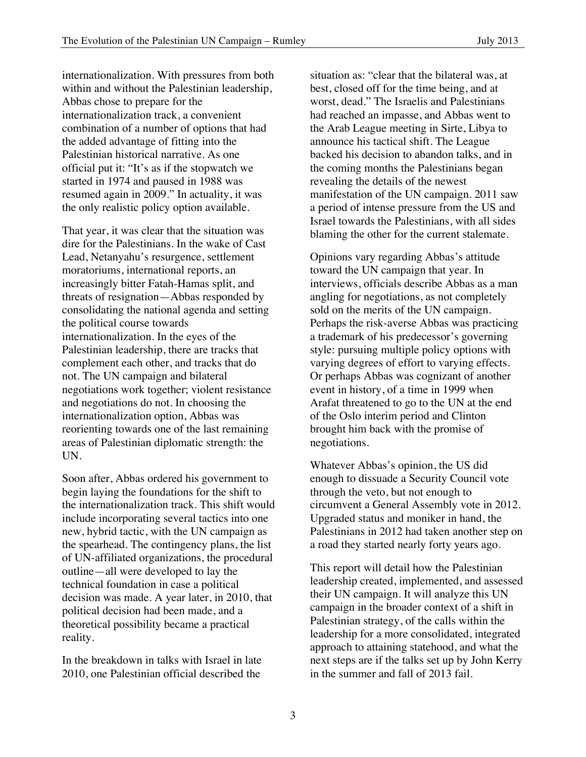internationalization. With pressures from both within and without the Palestinian leadership, Abbas chose to prepare for the internationalization track, a convenient combination of a number of options that had the added advantage of fitting into the Palestinian historical narrative. As one official put it: "It's as if the stopwatch we started in 1974 and paused in 1988 was resumed again in 2009." In actuality, it was the only realistic policy option available.

That year, it was clear that the situation was dire for the Palestinians. In the wake of Cast Lead, Netanyahu's resurgence, settlement moratoriums, international reports, an increasingly bitter Fatah-Hamas split, and threats of resignation—Abbas responded by consolidating the national agenda and setting the political course towards internationalization. In the eyes of the Palestinian leadership, there are tracks that complement each other, and tracks that do not. The UN campaign and bilateral negotiations work together; violent resistance and negotiations do not. In choosing the internationalization option, Abbas was reorienting towards one of the last remaining areas of Palestinian diplomatic strength: the UN.

Soon after, Abbas ordered his government to begin laying the foundations for the shift to the internationalization track. This shift would include incorporating several tactics into one new, hybrid tactic, with the UN campaign as the spearhead. The contingency plans, the list of UN-affiliated organizations, the procedural outline—all were developed to lay the technical foundation in case a political decision was made. A year later, in 2010, that political decision had been made, and a theoretical possibility became a practical reality.

In the breakdown in talks with Israel in late 2010, one Palestinian official described the situation as: "clear that the bilateral was, at best, closed off for the time being, and at worst, dead." The Israelis and Palestinians had reached an impasse, and Abbas went to the Arab League meeting in Sirte, Libya to announce his tactical shift. The League backed his decision to abandon talks, and in the coming months the Palestinians began revealing the details of the newest manifestation of the UN campaign. 2011 saw a period of intense pressure from the US and Israel towards the Palestinians, with all sides blaming the other for the current stalemate.

Opinions vary regarding Abbas's attitude toward the UN campaign that year. In interviews, officials describe Abbas as a man angling for negotiations, as not completely sold on the merits of the UN campaign. Perhaps the risk-averse Abbas was practicing a trademark of his predecessor's governing style: pursuing multiple policy options with varying degrees of effort to varying effects. Or perhaps Abbas was cognizant of another event in history, of a time in 1999 when Arafat threatened to go to the UN at the end of the Oslo interim period and Clinton brought him back with the promise of negotiations.

Whatever Abbas's opinion, the US did enough to dissuade a Security Council vote through the veto, but not enough to circumvent a General Assembly vote in 2012. Upgraded status and moniker in hand, the Palestinians in 2012 had taken another step on a road they started nearly forty years ago.

This report will detail how the Palestinian leadership created, implemented, and assessed their UN campaign. It will analyze this UN campaign in the broader context of a shift in Palestinian strategy, of the calls within the leadership for a more consolidated, integrated approach to attaining statehood, and what the next steps are if the talks set up by John Kerry in the summer and fall of 2013 fail.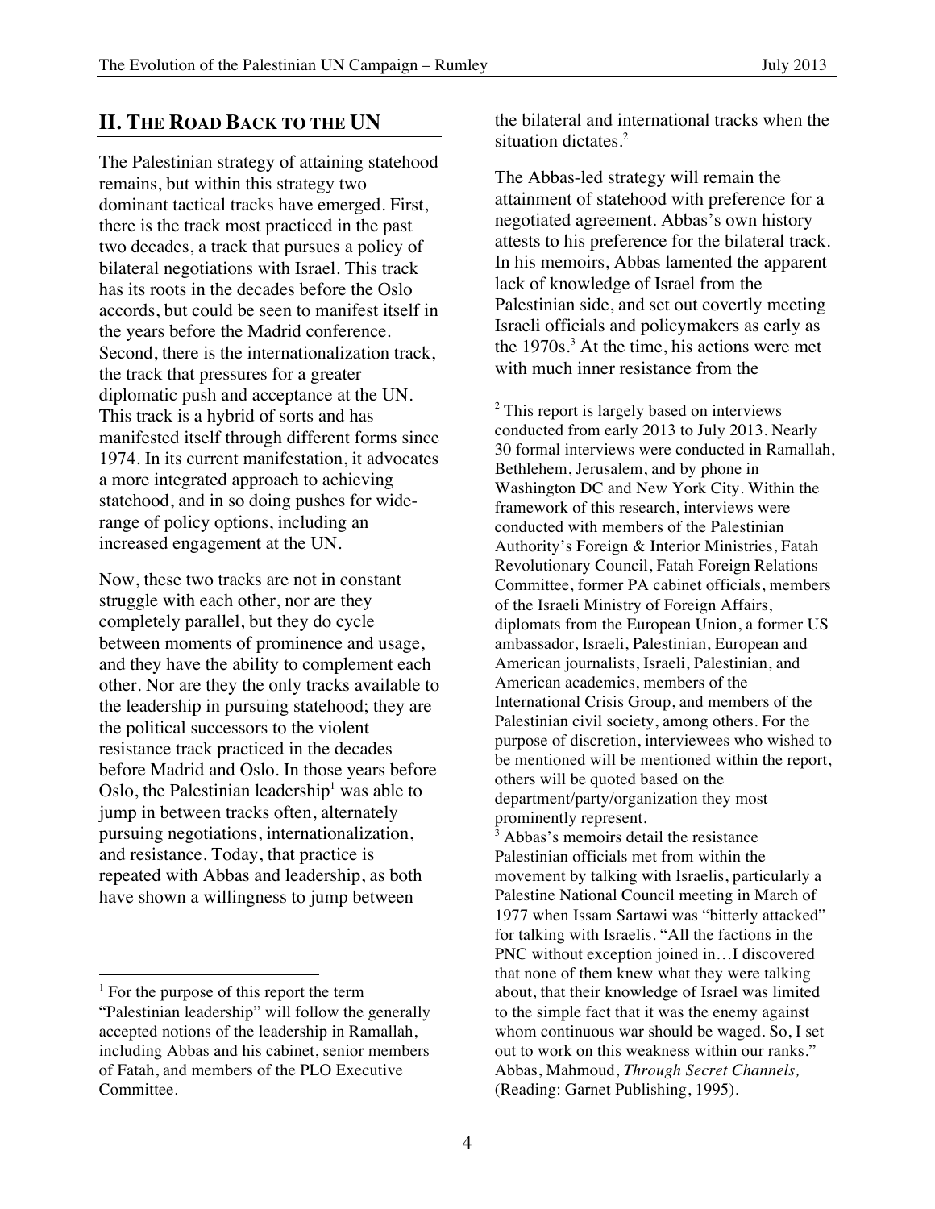## II. THE ROAD BACK TO THE UN

The Palestinian strategy of attaining statehood remains, but within this strategy two dominant tactical tracks have emerged. First, there is the track most practiced in the past two decades, a track that pursues a policy of bilateral negotiations with Israel. This track has its roots in the decades before the Oslo accords, but could be seen to manifest itself in the years before the Madrid conference. Second, there is the internationalization track, the track that pressures for a greater diplomatic push and acceptance at the UN. This track is a hybrid of sorts and has manifested itself through different forms since 1974. In its current manifestation, it advocates a more integrated approach to achieving statehood, and in so doing pushes for wide-range of policy options, including an increased engagement at the UN.

Now, these two tracks are not in constant struggle with each other, nor are they completely parallel, but they do cycle between moments of prominence and usage, and they have the ability to complement each other. Nor are they the only tracks available to the leadership in pursuing statehood; they are the political successors to the violent resistance track practiced in the decades before Madrid and Oslo. In those years before Oslo, the Palestinian leadership[1] was able to jump in between tracks often, alternately pursuing negotiations, internationalization, and resistance. Today, that practice is repeated with Abbas and leadership, as both have shown a willingness to jump between the bilateral and international tracks when the situation dictates.[2]

The Abbas-led strategy will remain the attainment of statehood with preference for a negotiated agreement. Abbas's own history attests to his preference for the bilateral track. In his memoirs, Abbas lamented the apparent lack of knowledge of Israel from the Palestinian side, and set out covertly meeting Israeli officials and policymakers as early as the 1970s.[3] At the time, his actions were met with much inner resistance from the

---

[1] For the purpose of this report the term "Palestinian leadership" will follow the generally accepted notions of the leadership in Ramallah, including Abbas and his cabinet, senior members of Fatah, and members of the PLO Executive Committee.

[2] This report is largely based on interviews conducted from early 2013 to July 2013. Nearly 30 formal interviews were conducted in Ramallah, Bethlehem, Jerusalem, and by phone in Washington DC and New York City. Within the framework of this research, interviews were conducted with members of the Palestinian Authority's Foreign & Interior Ministries, Fatah Revolutionary Council, Fatah Foreign Relations Committee, former PA cabinet officials, members of the Israeli Ministry of Foreign Affairs, diplomats from the European Union, a former US ambassador, Israeli, Palestinian, European and American journalists, Israeli, Palestinian, and American academics, members of the International Crisis Group, and members of the Palestinian civil society, among others. For the purpose of discretion, interviewees who wished to be mentioned will be mentioned within the report, others will be quoted based on the department/party/organization they most prominently represent.

[3] Abbas's memoirs detail the resistance Palestinian officials met from within the movement by talking with Israelis, particularly a Palestine National Council meeting in March of 1977 when Issam Sartawi was "bitterly attacked" for talking with Israelis. "All the factions in the PNC without exception joined in…I discovered that none of them knew what they were talking about, that their knowledge of Israel was limited to the simple fact that it was the enemy against whom continuous war should be waged. So, I set out to work on this weakness within our ranks." Abbas, Mahmoud, *Through Secret Channels,* (Reading: Garnet Publishing, 1995).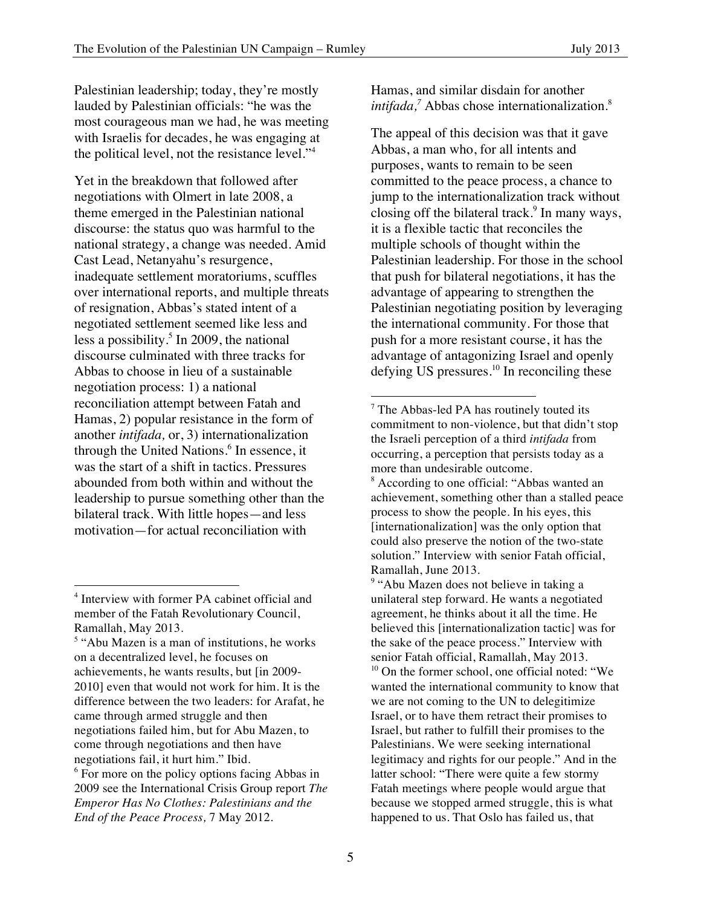Palestinian leadership; today, they're mostly lauded by Palestinian officials: "he was the most courageous man we had, he was meeting with Israelis for decades, he was engaging at the political level, not the resistance level."[4]

Yet in the breakdown that followed after negotiations with Olmert in late 2008, a theme emerged in the Palestinian national discourse: the status quo was harmful to the national strategy, a change was needed. Amid Cast Lead, Netanyahu's resurgence, inadequate settlement moratoriums, scuffles over international reports, and multiple threats of resignation, Abbas's stated intent of a negotiated settlement seemed like less and less a possibility.[5] In 2009, the national discourse culminated with three tracks for Abbas to choose in lieu of a sustainable negotiation process: 1) a national reconciliation attempt between Fatah and Hamas, 2) popular resistance in the form of another *intifada,* or, 3) internationalization through the United Nations.[6] In essence, it was the start of a shift in tactics. Pressures abounded from both within and without the leadership to pursue something other than the bilateral track. With little hopes—and less motivation—for actual reconciliation with Hamas, and similar disdain for another *intifada,*[7] Abbas chose internationalization.[8]

The appeal of this decision was that it gave Abbas, a man who, for all intents and purposes, wants to remain to be seen committed to the peace process, a chance to jump to the internationalization track without closing off the bilateral track.[9] In many ways, it is a flexible tactic that reconciles the multiple schools of thought within the Palestinian leadership. For those in the school that push for bilateral negotiations, it has the advantage of appearing to strengthen the Palestinian negotiating position by leveraging the international community. For those that push for a more resistant course, it has the advantage of antagonizing Israel and openly defying US pressures.[10] In reconciling these

---

[4] Interview with former PA cabinet official and member of the Fatah Revolutionary Council, Ramallah, May 2013.

[5] "Abu Mazen is a man of institutions, he works on a decentralized level, he focuses on achievements, he wants results, but [in 2009-2010] even that would not work for him. It is the difference between the two leaders: for Arafat, he came through armed struggle and then negotiations failed him, but for Abu Mazen, to come through negotiations and then have negotiations fail, it hurt him." Ibid.

[6] For more on the policy options facing Abbas in 2009 see the International Crisis Group report *The Emperor Has No Clothes: Palestinians and the End of the Peace Process,* 7 May 2012.

[7] The Abbas-led PA has routinely touted its commitment to non-violence, but that didn't stop the Israeli perception of a third *intifada* from occurring, a perception that persists today as a more than undesirable outcome.

[8] According to one official: "Abbas wanted an achievement, something other than a stalled peace process to show the people. In his eyes, this [internationalization] was the only option that could also preserve the notion of the two-state solution." Interview with senior Fatah official, Ramallah, June 2013.

[9] "Abu Mazen does not believe in taking a unilateral step forward. He wants a negotiated agreement, he thinks about it all the time. He believed this [internationalization tactic] was for the sake of the peace process." Interview with senior Fatah official, Ramallah, May 2013.

[10] On the former school, one official noted: "We wanted the international community to know that we are not coming to the UN to delegitimize Israel, or to have them retract their promises to Israel, but rather to fulfill their promises to the Palestinians. We were seeking international legitimacy and rights for our people." And in the latter school: "There were quite a few stormy Fatah meetings where people would argue that because we stopped armed struggle, this is what happened to us. That Oslo has failed us, that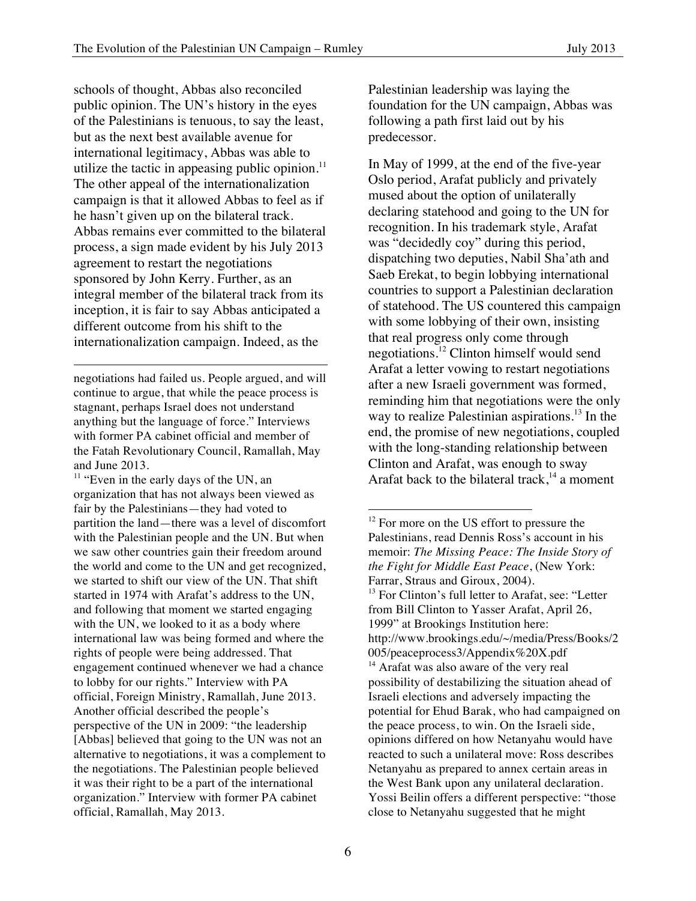schools of thought, Abbas also reconciled public opinion. The UN's history in the eyes of the Palestinians is tenuous, to say the least, but as the next best available avenue for international legitimacy, Abbas was able to utilize the tactic in appeasing public opinion.[11] The other appeal of the internationalization campaign is that it allowed Abbas to feel as if he hasn't given up on the bilateral track. Abbas remains ever committed to the bilateral process, a sign made evident by his July 2013 agreement to restart the negotiations sponsored by John Kerry. Further, as an integral member of the bilateral track from its inception, it is fair to say Abbas anticipated a different outcome from his shift to the internationalization campaign. Indeed, as the Palestinian leadership was laying the foundation for the UN campaign, Abbas was following a path first laid out by his predecessor.

In May of 1999, at the end of the five-year Oslo period, Arafat publicly and privately mused about the option of unilaterally declaring statehood and going to the UN for recognition. In his trademark style, Arafat was "decidedly coy" during this period, dispatching two deputies, Nabil Sha'ath and Saeb Erekat, to begin lobbying international countries to support a Palestinian declaration of statehood. The US countered this campaign with some lobbying of their own, insisting that real progress only come through negotiations.[12] Clinton himself would send Arafat a letter vowing to restart negotiations after a new Israeli government was formed, reminding him that negotiations were the only way to realize Palestinian aspirations.[13] In the end, the promise of new negotiations, coupled with the long-standing relationship between Clinton and Arafat, was enough to sway Arafat back to the bilateral track,[14] a moment

---

negotiations had failed us. People argued, and will continue to argue, that while the peace process is stagnant, perhaps Israel does not understand anything but the language of force." Interviews with former PA cabinet official and member of the Fatah Revolutionary Council, Ramallah, May and June 2013.

[11] "Even in the early days of the UN, an organization that has not always been viewed as fair by the Palestinians—they had voted to partition the land—there was a level of discomfort with the Palestinian people and the UN. But when we saw other countries gain their freedom around the world and come to the UN and get recognized, we started to shift our view of the UN. That shift started in 1974 with Arafat's address to the UN, and following that moment we started engaging with the UN, we looked to it as a body where international law was being formed and where the rights of people were being addressed. That engagement continued whenever we had a chance to lobby for our rights." Interview with PA official, Foreign Ministry, Ramallah, June 2013. Another official described the people's perspective of the UN in 2009: "the leadership [Abbas] believed that going to the UN was not an alternative to negotiations, it was a complement to the negotiations. The Palestinian people believed it was their right to be a part of the international organization." Interview with former PA cabinet official, Ramallah, May 2013.

[12] For more on the US effort to pressure the Palestinians, read Dennis Ross's account in his memoir: *The Missing Peace: The Inside Story of the Fight for Middle East Peace*, (New York: Farrar, Straus and Giroux, 2004).

[13] For Clinton's full letter to Arafat, see: "Letter from Bill Clinton to Yasser Arafat, April 26, 1999" at Brookings Institution here: http://www.brookings.edu/~/media/Press/Books/2005/peaceprocess3/Appendix%20X.pdf

[14] Arafat was also aware of the very real possibility of destabilizing the situation ahead of Israeli elections and adversely impacting the potential for Ehud Barak, who had campaigned on the peace process, to win. On the Israeli side, opinions differed on how Netanyahu would have reacted to such a unilateral move: Ross describes Netanyahu as prepared to annex certain areas in the West Bank upon any unilateral declaration. Yossi Beilin offers a different perspective: "those close to Netanyahu suggested that he might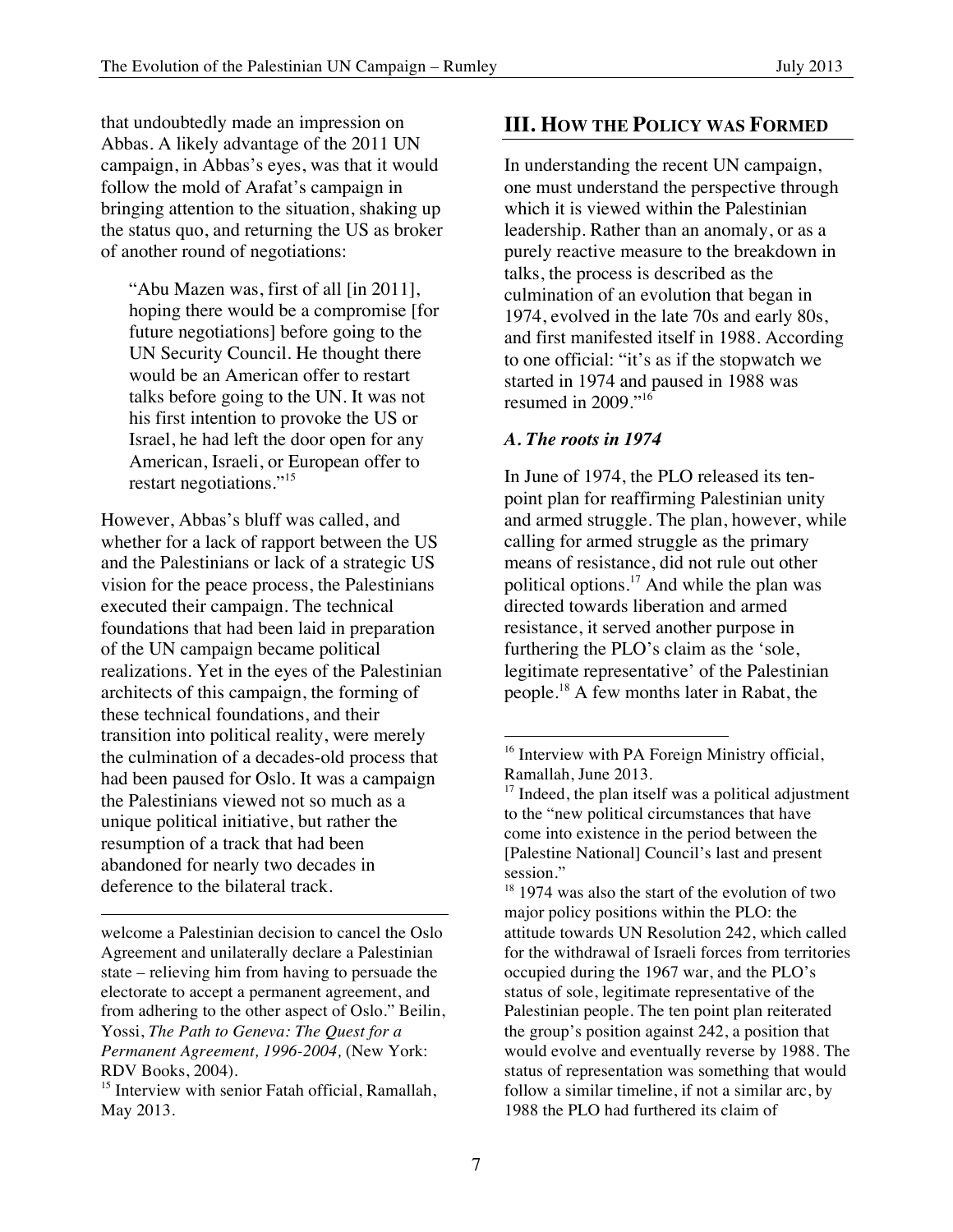that undoubtedly made an impression on Abbas. A likely advantage of the 2011 UN campaign, in Abbas's eyes, was that it would follow the mold of Arafat's campaign in bringing attention to the situation, shaking up the status quo, and returning the US as broker of another round of negotiations:

> "Abu Mazen was, first of all [in 2011], hoping there would be a compromise [for future negotiations] before going to the UN Security Council. He thought there would be an American offer to restart talks before going to the UN. It was not his first intention to provoke the US or Israel, he had left the door open for any American, Israeli, or European offer to restart negotiations."[15]

However, Abbas's bluff was called, and whether for a lack of rapport between the US and the Palestinians or lack of a strategic US vision for the peace process, the Palestinians executed their campaign. The technical foundations that had been laid in preparation of the UN campaign became political realizations. Yet in the eyes of the Palestinian architects of this campaign, the forming of these technical foundations, and their transition into political reality, were merely the culmination of a decades-old process that had been paused for Oslo. It was a campaign the Palestinians viewed not so much as a unique political initiative, but rather the resumption of a track that had been abandoned for nearly two decades in deference to the bilateral track.

## III. How the Policy was Formed

In understanding the recent UN campaign, one must understand the perspective through which it is viewed within the Palestinian leadership. Rather than an anomaly, or as a purely reactive measure to the breakdown in talks, the process is described as the culmination of an evolution that began in 1974, evolved in the late 70s and early 80s, and first manifested itself in 1988. According to one official: "it's as if the stopwatch we started in 1974 and paused in 1988 was resumed in 2009."[16]

### *A. The roots in 1974*

In June of 1974, the PLO released its ten-point plan for reaffirming Palestinian unity and armed struggle. The plan, however, while calling for armed struggle as the primary means of resistance, did not rule out other political options.[17] And while the plan was directed towards liberation and armed resistance, it served another purpose in furthering the PLO's claim as the 'sole, legitimate representative' of the Palestinian people.[18] A few months later in Rabat, the

---

welcome a Palestinian decision to cancel the Oslo Agreement and unilaterally declare a Palestinian state – relieving him from having to persuade the electorate to accept a permanent agreement, and from adhering to the other aspect of Oslo." Beilin, Yossi, *The Path to Geneva: The Quest for a Permanent Agreement, 1996-2004,* (New York: RDV Books, 2004).

[15] Interview with senior Fatah official, Ramallah, May 2013.

[16] Interview with PA Foreign Ministry official, Ramallah, June 2013.

[17] Indeed, the plan itself was a political adjustment to the "new political circumstances that have come into existence in the period between the [Palestine National] Council's last and present session."

[18] 1974 was also the start of the evolution of two major policy positions within the PLO: the attitude towards UN Resolution 242, which called for the withdrawal of Israeli forces from territories occupied during the 1967 war, and the PLO's status of sole, legitimate representative of the Palestinian people. The ten point plan reiterated the group's position against 242, a position that would evolve and eventually reverse by 1988. The status of representation was something that would follow a similar timeline, if not a similar arc, by 1988 the PLO had furthered its claim of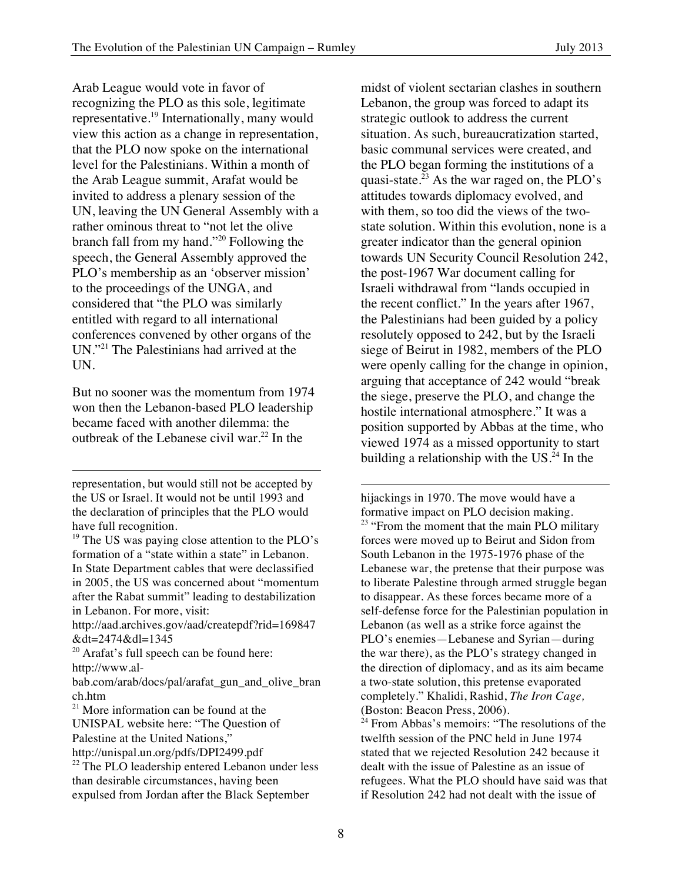Arab League would vote in favor of recognizing the PLO as this sole, legitimate representative.[19] Internationally, many would view this action as a change in representation, that the PLO now spoke on the international level for the Palestinians. Within a month of the Arab League summit, Arafat would be invited to address a plenary session of the UN, leaving the UN General Assembly with a rather ominous threat to "not let the olive branch fall from my hand."[20] Following the speech, the General Assembly approved the PLO's membership as an 'observer mission' to the proceedings of the UNGA, and considered that "the PLO was similarly entitled with regard to all international conferences convened by other organs of the UN."[21] The Palestinians had arrived at the UN.

But no sooner was the momentum from 1974 won then the Lebanon-based PLO leadership became faced with another dilemma: the outbreak of the Lebanese civil war.[22] In the midst of violent sectarian clashes in southern Lebanon, the group was forced to adapt its strategic outlook to address the current situation. As such, bureaucratization started, basic communal services were created, and the PLO began forming the institutions of a quasi-state.[23] As the war raged on, the PLO's attitudes towards diplomacy evolved, and with them, so too did the views of the two-state solution. Within this evolution, none is a greater indicator than the general opinion towards UN Security Council Resolution 242, the post-1967 War document calling for Israeli withdrawal from "lands occupied in the recent conflict." In the years after 1967, the Palestinians had been guided by a policy resolutely opposed to 242, but by the Israeli siege of Beirut in 1982, members of the PLO were openly calling for the change in opinion, arguing that acceptance of 242 would "break the siege, preserve the PLO, and change the hostile international atmosphere." It was a position supported by Abbas at the time, who viewed 1974 as a missed opportunity to start building a relationship with the US.[24] In the

---

representation, but would still not be accepted by the US or Israel. It would not be until 1993 and the declaration of principles that the PLO would have full recognition.

[19] The US was paying close attention to the PLO's formation of a "state within a state" in Lebanon. In State Department cables that were declassified in 2005, the US was concerned about "momentum after the Rabat summit" leading to destabilization in Lebanon. For more, visit: http://aad.archives.gov/aad/createpdf?rid=169847&dt=2474&dl=1345

[20] Arafat's full speech can be found here: http://www.al-bab.com/arab/docs/pal/arafat_gun_and_olive_branch.htm

[21] More information can be found at the UNISPAL website here: "The Question of Palestine at the United Nations," http://unispal.un.org/pdfs/DPI2499.pdf

[22] The PLO leadership entered Lebanon under less than desirable circumstances, having been expulsed from Jordan after the Black September hijackings in 1970. The move would have a formative impact on PLO decision making.

[23] "From the moment that the main PLO military forces were moved up to Beirut and Sidon from South Lebanon in the 1975-1976 phase of the Lebanese war, the pretense that their purpose was to liberate Palestine through armed struggle began to disappear. As these forces became more of a self-defense force for the Palestinian population in Lebanon (as well as a strike force against the PLO's enemies—Lebanese and Syrian—during the war there), as the PLO's strategy changed in the direction of diplomacy, and as its aim became a two-state solution, this pretense evaporated completely." Khalidi, Rashid, *The Iron Cage,* (Boston: Beacon Press, 2006).

[24] From Abbas's memoirs: "The resolutions of the twelfth session of the PNC held in June 1974 stated that we rejected Resolution 242 because it dealt with the issue of Palestine as an issue of refugees. What the PLO should have said was that if Resolution 242 had not dealt with the issue of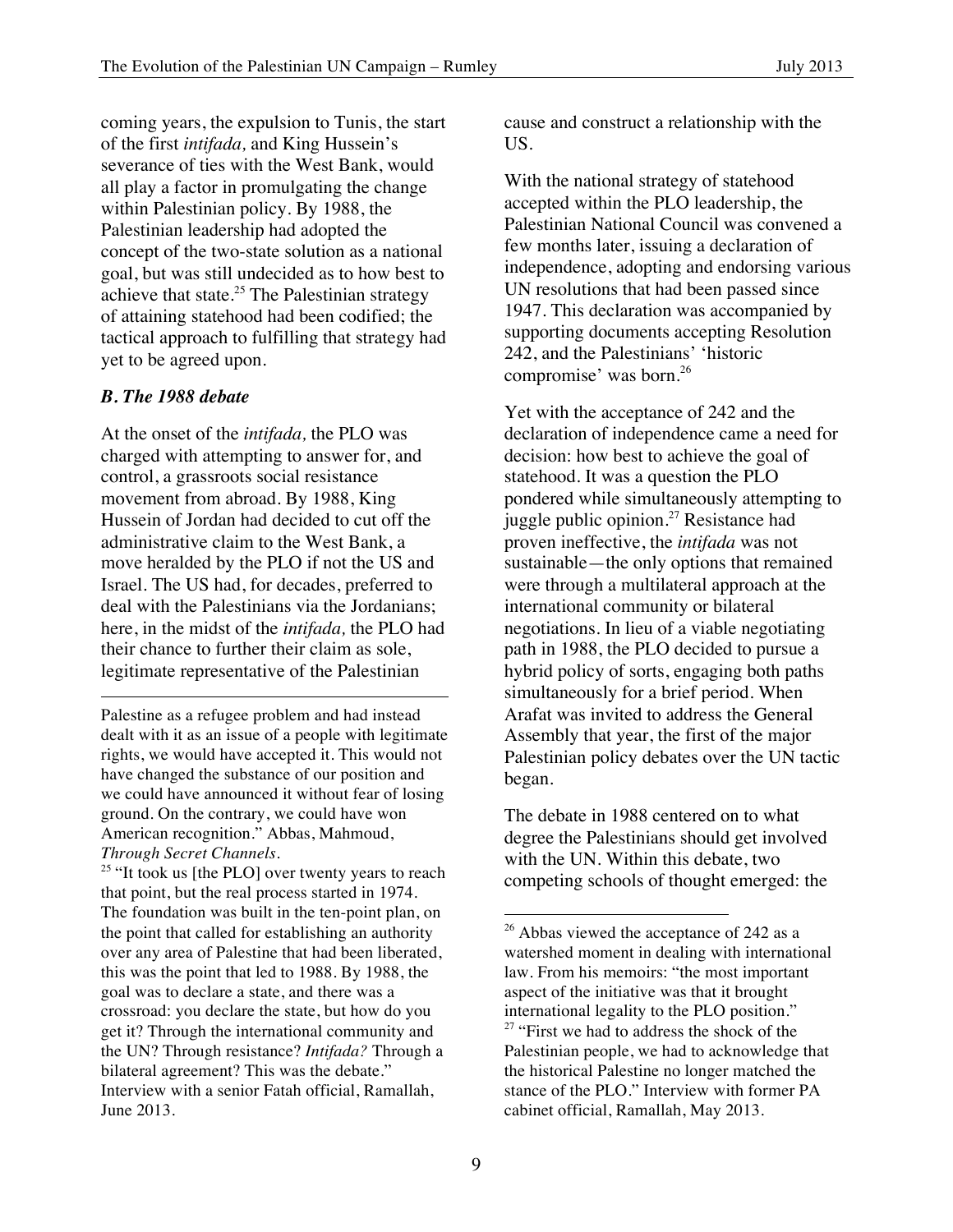coming years, the expulsion to Tunis, the start of the first *intifada,* and King Hussein's severance of ties with the West Bank, would all play a factor in promulgating the change within Palestinian policy. By 1988, the Palestinian leadership had adopted the concept of the two-state solution as a national goal, but was still undecided as to how best to achieve that state.[25] The Palestinian strategy of attaining statehood had been codified; the tactical approach to fulfilling that strategy had yet to be agreed upon.

### *B. The 1988 debate*

At the onset of the *intifada,* the PLO was charged with attempting to answer for, and control, a grassroots social resistance movement from abroad. By 1988, King Hussein of Jordan had decided to cut off the administrative claim to the West Bank, a move heralded by the PLO if not the US and Israel. The US had, for decades, preferred to deal with the Palestinians via the Jordanians; here, in the midst of the *intifada,* the PLO had their chance to further their claim as sole, legitimate representative of the Palestinian cause and construct a relationship with the US.

With the national strategy of statehood accepted within the PLO leadership, the Palestinian National Council was convened a few months later, issuing a declaration of independence, adopting and endorsing various UN resolutions that had been passed since 1947. This declaration was accompanied by supporting documents accepting Resolution 242, and the Palestinians' 'historic compromise' was born.[26]

Yet with the acceptance of 242 and the declaration of independence came a need for decision: how best to achieve the goal of statehood. It was a question the PLO pondered while simultaneously attempting to juggle public opinion.[27] Resistance had proven ineffective, the *intifada* was not sustainable—the only options that remained were through a multilateral approach at the international community or bilateral negotiations. In lieu of a viable negotiating path in 1988, the PLO decided to pursue a hybrid policy of sorts, engaging both paths simultaneously for a brief period. When Arafat was invited to address the General Assembly that year, the first of the major Palestinian policy debates over the UN tactic began.

The debate in 1988 centered on to what degree the Palestinians should get involved with the UN. Within this debate, two competing schools of thought emerged: the

---

Palestine as a refugee problem and had instead dealt with it as an issue of a people with legitimate rights, we would have accepted it. This would not have changed the substance of our position and we could have announced it without fear of losing ground. On the contrary, we could have won American recognition." Abbas, Mahmoud, *Through Secret Channels.*

[25] "It took us [the PLO] over twenty years to reach that point, but the real process started in 1974. The foundation was built in the ten-point plan, on the point that called for establishing an authority over any area of Palestine that had been liberated, this was the point that led to 1988. By 1988, the goal was to declare a state, and there was a crossroad: you declare the state, but how do you get it? Through the international community and the UN? Through resistance? *Intifada?* Through a bilateral agreement? This was the debate." Interview with a senior Fatah official, Ramallah, June 2013.

[26] Abbas viewed the acceptance of 242 as a watershed moment in dealing with international law. From his memoirs: "the most important aspect of the initiative was that it brought international legality to the PLO position."

[27] "First we had to address the shock of the Palestinian people, we had to acknowledge that the historical Palestine no longer matched the stance of the PLO." Interview with former PA cabinet official, Ramallah, May 2013.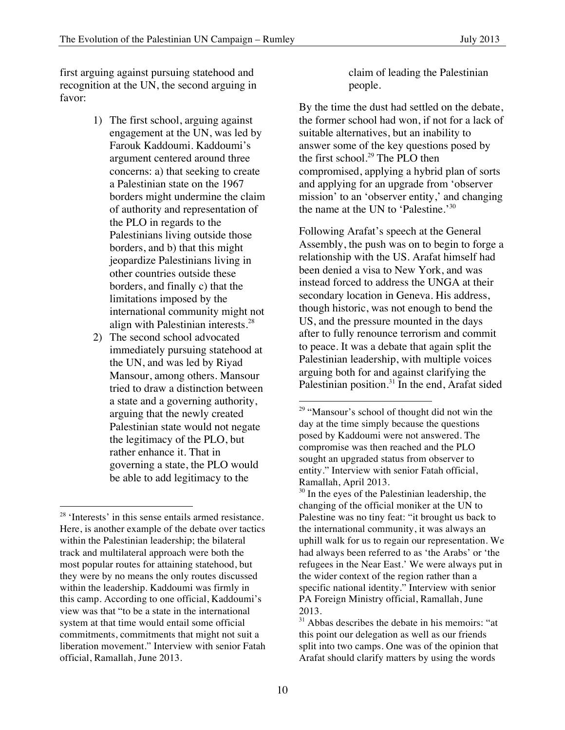first arguing against pursuing statehood and recognition at the UN, the second arguing in favor:

1) The first school, arguing against engagement at the UN, was led by Farouk Kaddoumi. Kaddoumi's argument centered around three concerns: a) that seeking to create a Palestinian state on the 1967 borders might undermine the claim of authority and representation of the PLO in regards to the Palestinians living outside those borders, and b) that this might jeopardize Palestinians living in other countries outside these borders, and finally c) that the limitations imposed by the international community might not align with Palestinian interests.[28]
2) The second school advocated immediately pursuing statehood at the UN, and was led by Riyad Mansour, among others. Mansour tried to draw a distinction between a state and a governing authority, arguing that the newly created Palestinian state would not negate the legitimacy of the PLO, but rather enhance it. That in governing a state, the PLO would be able to add legitimacy to the claim of leading the Palestinian people.

By the time the dust had settled on the debate, the former school had won, if not for a lack of suitable alternatives, but an inability to answer some of the key questions posed by the first school.[29] The PLO then compromised, applying a hybrid plan of sorts and applying for an upgrade from 'observer mission' to an 'observer entity,' and changing the name at the UN to 'Palestine.'[30]

Following Arafat's speech at the General Assembly, the push was on to begin to forge a relationship with the US. Arafat himself had been denied a visa to New York, and was instead forced to address the UNGA at their secondary location in Geneva. His address, though historic, was not enough to bend the US, and the pressure mounted in the days after to fully renounce terrorism and commit to peace. It was a debate that again split the Palestinian leadership, with multiple voices arguing both for and against clarifying the Palestinian position.[31] In the end, Arafat sided

---

[28] 'Interests' in this sense entails armed resistance. Here, is another example of the debate over tactics within the Palestinian leadership; the bilateral track and multilateral approach were both the most popular routes for attaining statehood, but they were by no means the only routes discussed within the leadership. Kaddoumi was firmly in this camp. According to one official, Kaddoumi's view was that "to be a state in the international system at that time would entail some official commitments, commitments that might not suit a liberation movement." Interview with senior Fatah official, Ramallah, June 2013.

[29] "Mansour's school of thought did not win the day at the time simply because the questions posed by Kaddoumi were not answered. The compromise was then reached and the PLO sought an upgraded status from observer to entity." Interview with senior Fatah official, Ramallah, April 2013.

[30] In the eyes of the Palestinian leadership, the changing of the official moniker at the UN to Palestine was no tiny feat: "it brought us back to the international community, it was always an uphill walk for us to regain our representation. We had always been referred to as 'the Arabs' or 'the refugees in the Near East.' We were always put in the wider context of the region rather than a specific national identity." Interview with senior PA Foreign Ministry official, Ramallah, June 2013.

[31] Abbas describes the debate in his memoirs: "at this point our delegation as well as our friends split into two camps. One was of the opinion that Arafat should clarify matters by using the words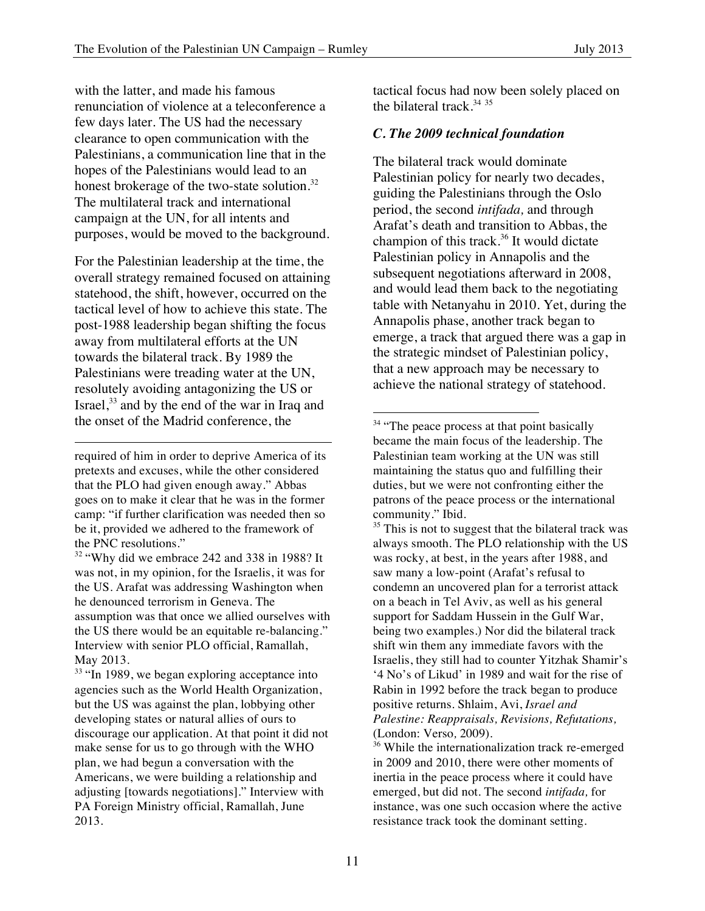with the latter, and made his famous renunciation of violence at a teleconference a few days later. The US had the necessary clearance to open communication with the Palestinians, a communication line that in the hopes of the Palestinians would lead to an honest brokerage of the two-state solution.[32] The multilateral track and international campaign at the UN, for all intents and purposes, would be moved to the background.

For the Palestinian leadership at the time, the overall strategy remained focused on attaining statehood, the shift, however, occurred on the tactical level of how to achieve this state. The post-1988 leadership began shifting the focus away from multilateral efforts at the UN towards the bilateral track. By 1989 the Palestinians were treading water at the UN, resolutely avoiding antagonizing the US or Israel,[33] and by the end of the war in Iraq and the onset of the Madrid conference, the tactical focus had now been solely placed on the bilateral track.[34] [35]

### *C. The 2009 technical foundation*

The bilateral track would dominate Palestinian policy for nearly two decades, guiding the Palestinians through the Oslo period, the second *intifada,* and through Arafat's death and transition to Abbas, the champion of this track.[36] It would dictate Palestinian policy in Annapolis and the subsequent negotiations afterward in 2008, and would lead them back to the negotiating table with Netanyahu in 2010. Yet, during the Annapolis phase, another track began to emerge, a track that argued there was a gap in the strategic mindset of Palestinian policy, that a new approach may be necessary to achieve the national strategy of statehood.

---

required of him in order to deprive America of its pretexts and excuses, while the other considered that the PLO had given enough away." Abbas goes on to make it clear that he was in the former camp: "if further clarification was needed then so be it, provided we adhered to the framework of the PNC resolutions."

[32] "Why did we embrace 242 and 338 in 1988? It was not, in my opinion, for the Israelis, it was for the US. Arafat was addressing Washington when he denounced terrorism in Geneva. The assumption was that once we allied ourselves with the US there would be an equitable re-balancing." Interview with senior PLO official, Ramallah, May 2013.

[33] "In 1989, we began exploring acceptance into agencies such as the World Health Organization, but the US was against the plan, lobbying other developing states or natural allies of ours to discourage our application. At that point it did not make sense for us to go through with the WHO plan, we had begun a conversation with the Americans, we were building a relationship and adjusting [towards negotiations]." Interview with PA Foreign Ministry official, Ramallah, June 2013.

[34] "The peace process at that point basically became the main focus of the leadership. The Palestinian team working at the UN was still maintaining the status quo and fulfilling their duties, but we were not confronting either the patrons of the peace process or the international community." Ibid.

[35] This is not to suggest that the bilateral track was always smooth. The PLO relationship with the US was rocky, at best, in the years after 1988, and saw many a low-point (Arafat's refusal to condemn an uncovered plan for a terrorist attack on a beach in Tel Aviv, as well as his general support for Saddam Hussein in the Gulf War, being two examples.) Nor did the bilateral track shift win them any immediate favors with the Israelis, they still had to counter Yitzhak Shamir's '4 No's of Likud' in 1989 and wait for the rise of Rabin in 1992 before the track began to produce positive returns. Shlaim, Avi, *Israel and Palestine: Reappraisals, Revisions, Refutations,* (London: Verso, 2009).

[36] While the internationalization track re-emerged in 2009 and 2010, there were other moments of inertia in the peace process where it could have emerged, but did not. The second *intifada,* for instance, was one such occasion where the active resistance track took the dominant setting.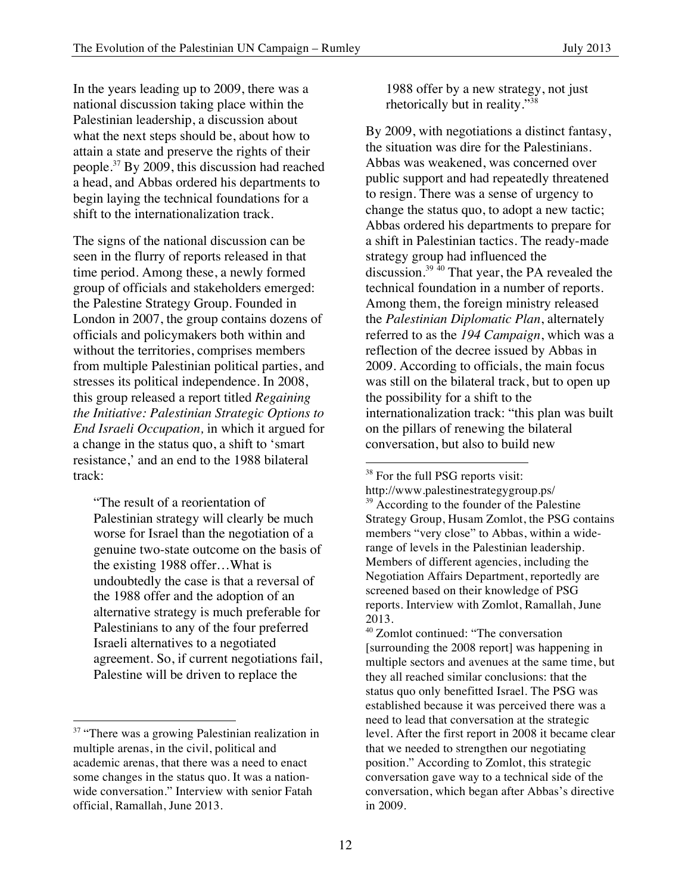In the years leading up to 2009, there was a national discussion taking place within the Palestinian leadership, a discussion about what the next steps should be, about how to attain a state and preserve the rights of their people.[37] By 2009, this discussion had reached a head, and Abbas ordered his departments to begin laying the technical foundations for a shift to the internationalization track.

The signs of the national discussion can be seen in the flurry of reports released in that time period. Among these, a newly formed group of officials and stakeholders emerged: the Palestine Strategy Group. Founded in London in 2007, the group contains dozens of officials and policymakers both within and without the territories, comprises members from multiple Palestinian political parties, and stresses its political independence. In 2008, this group released a report titled *Regaining the Initiative: Palestinian Strategic Options to End Israeli Occupation,* in which it argued for a change in the status quo, a shift to 'smart resistance,' and an end to the 1988 bilateral track:

> "The result of a reorientation of Palestinian strategy will clearly be much worse for Israel than the negotiation of a genuine two-state outcome on the basis of the existing 1988 offer…What is undoubtedly the case is that a reversal of the 1988 offer and the adoption of an alternative strategy is much preferable for Palestinians to any of the four preferred Israeli alternatives to a negotiated agreement. So, if current negotiations fail, Palestine will be driven to replace the 1988 offer by a new strategy, not just rhetorically but in reality."[38]

By 2009, with negotiations a distinct fantasy, the situation was dire for the Palestinians. Abbas was weakened, was concerned over public support and had repeatedly threatened to resign. There was a sense of urgency to change the status quo, to adopt a new tactic; Abbas ordered his departments to prepare for a shift in Palestinian tactics. The ready-made strategy group had influenced the discussion.[39] [40] That year, the PA revealed the technical foundation in a number of reports. Among them, the foreign ministry released the *Palestinian Diplomatic Plan*, alternately referred to as the *194 Campaign*, which was a reflection of the decree issued by Abbas in 2009. According to officials, the main focus was still on the bilateral track, but to open up the possibility for a shift to the internationalization track: "this plan was built on the pillars of renewing the bilateral conversation, but also to build new

---

[37] "There was a growing Palestinian realization in multiple arenas, in the civil, political and academic arenas, that there was a need to enact some changes in the status quo. It was a nation-wide conversation." Interview with senior Fatah official, Ramallah, June 2013.

[38] For the full PSG reports visit: http://www.palestinestrategygroup.ps/

[39] According to the founder of the Palestine Strategy Group, Husam Zomlot, the PSG contains members "very close" to Abbas, within a wide-range of levels in the Palestinian leadership. Members of different agencies, including the Negotiation Affairs Department, reportedly are screened based on their knowledge of PSG reports. Interview with Zomlot, Ramallah, June 2013.

[40] Zomlot continued: "The conversation [surrounding the 2008 report] was happening in multiple sectors and avenues at the same time, but they all reached similar conclusions: that the status quo only benefitted Israel. The PSG was established because it was perceived there was a need to lead that conversation at the strategic level. After the first report in 2008 it became clear that we needed to strengthen our negotiating position." According to Zomlot, this strategic conversation gave way to a technical side of the conversation, which began after Abbas's directive in 2009.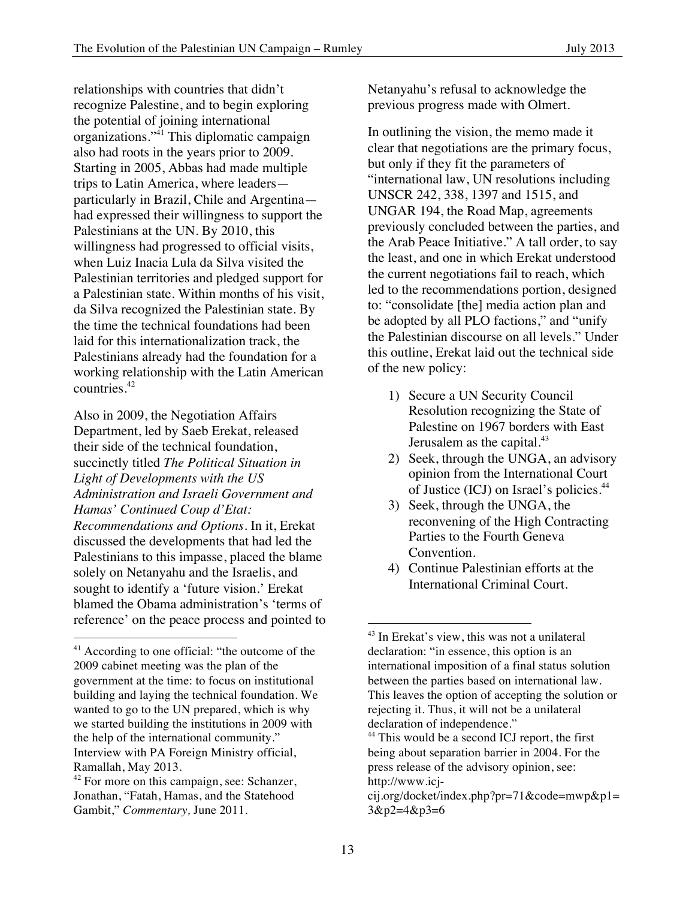relationships with countries that didn't recognize Palestine, and to begin exploring the potential of joining international organizations."[41] This diplomatic campaign also had roots in the years prior to 2009. Starting in 2005, Abbas had made multiple trips to Latin America, where leaders—particularly in Brazil, Chile and Argentina—had expressed their willingness to support the Palestinians at the UN. By 2010, this willingness had progressed to official visits, when Luiz Inacia Lula da Silva visited the Palestinian territories and pledged support for a Palestinian state. Within months of his visit, da Silva recognized the Palestinian state. By the time the technical foundations had been laid for this internationalization track, the Palestinians already had the foundation for a working relationship with the Latin American countries.[42]

Also in 2009, the Negotiation Affairs Department, led by Saeb Erekat, released their side of the technical foundation, succinctly titled *The Political Situation in Light of Developments with the US Administration and Israeli Government and Hamas' Continued Coup d'Etat: Recommendations and Options*. In it, Erekat discussed the developments that had led the Palestinians to this impasse, placed the blame solely on Netanyahu and the Israelis, and sought to identify a 'future vision.' Erekat blamed the Obama administration's 'terms of reference' on the peace process and pointed to Netanyahu's refusal to acknowledge the previous progress made with Olmert.

In outlining the vision, the memo made it clear that negotiations are the primary focus, but only if they fit the parameters of "international law, UN resolutions including UNSCR 242, 338, 1397 and 1515, and UNGAR 194, the Road Map, agreements previously concluded between the parties, and the Arab Peace Initiative." A tall order, to say the least, and one in which Erekat understood the current negotiations fail to reach, which led to the recommendations portion, designed to: "consolidate [the] media action plan and be adopted by all PLO factions," and "unify the Palestinian discourse on all levels." Under this outline, Erekat laid out the technical side of the new policy:

1) Secure a UN Security Council Resolution recognizing the State of Palestine on 1967 borders with East Jerusalem as the capital.[43]
2) Seek, through the UNGA, an advisory opinion from the International Court of Justice (ICJ) on Israel's policies.[44]
3) Seek, through the UNGA, the reconvening of the High Contracting Parties to the Fourth Geneva Convention.
4) Continue Palestinian efforts at the International Criminal Court.

---

[41] According to one official: "the outcome of the 2009 cabinet meeting was the plan of the government at the time: to focus on institutional building and laying the technical foundation. We wanted to go to the UN prepared, which is why we started building the institutions in 2009 with the help of the international community." Interview with PA Foreign Ministry official, Ramallah, May 2013.

[42] For more on this campaign, see: Schanzer, Jonathan, "Fatah, Hamas, and the Statehood Gambit," *Commentary,* June 2011.

[43] In Erekat's view, this was not a unilateral declaration: "in essence, this option is an international imposition of a final status solution between the parties based on international law. This leaves the option of accepting the solution or rejecting it. Thus, it will not be a unilateral declaration of independence."

[44] This would be a second ICJ report, the first being about separation barrier in 2004. For the press release of the advisory opinion, see: http://www.icj-cij.org/docket/index.php?pr=71&code=mwp&p1=3&p2=4&p3=6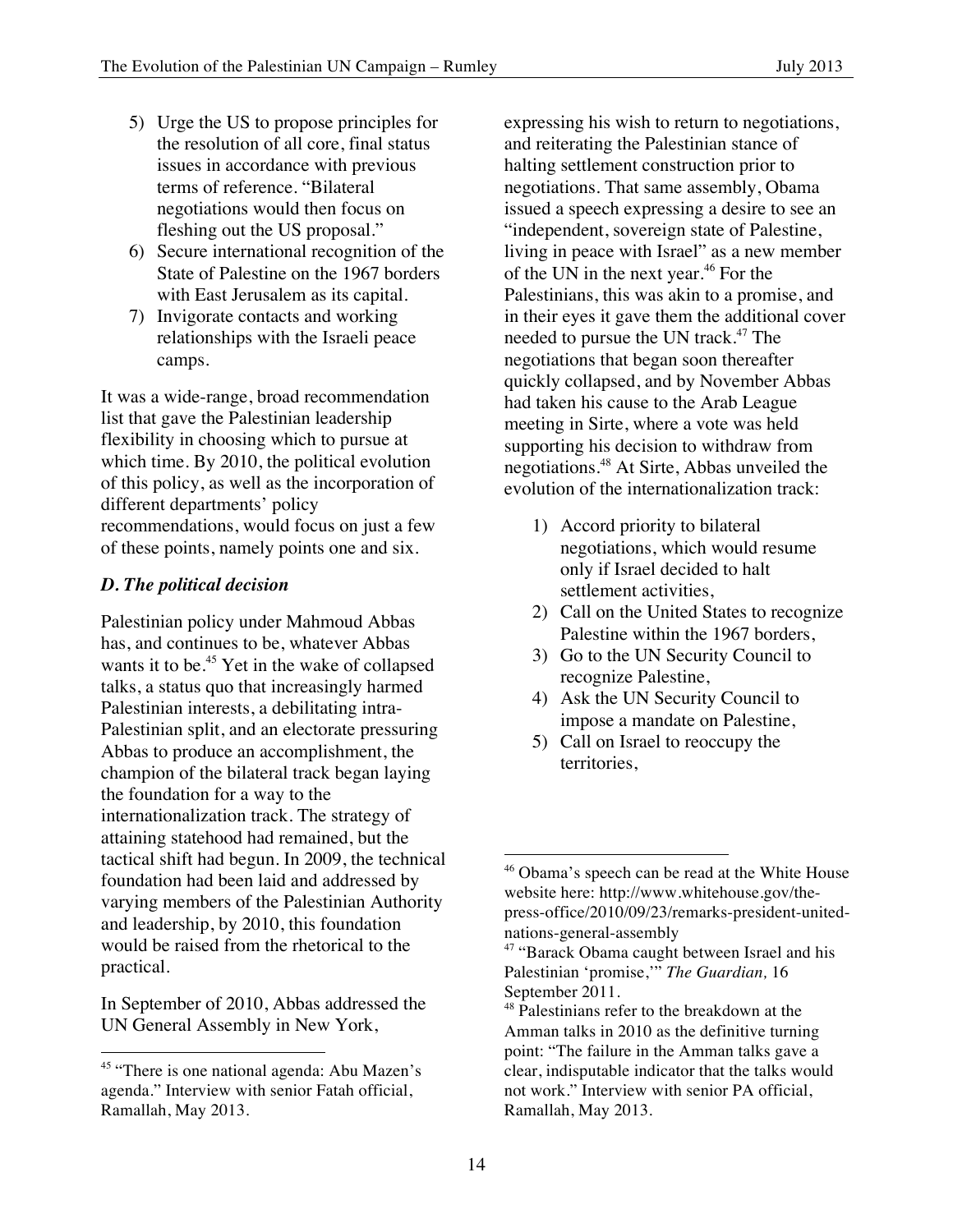5) Urge the US to propose principles for the resolution of all core, final status issues in accordance with previous terms of reference. "Bilateral negotiations would then focus on fleshing out the US proposal."
6) Secure international recognition of the State of Palestine on the 1967 borders with East Jerusalem as its capital.
7) Invigorate contacts and working relationships with the Israeli peace camps.

It was a wide-range, broad recommendation list that gave the Palestinian leadership flexibility in choosing which to pursue at which time. By 2010, the political evolution of this policy, as well as the incorporation of different departments' policy recommendations, would focus on just a few of these points, namely points one and six.

### *D. The political decision*

Palestinian policy under Mahmoud Abbas has, and continues to be, whatever Abbas wants it to be.[45] Yet in the wake of collapsed talks, a status quo that increasingly harmed Palestinian interests, a debilitating intra-Palestinian split, and an electorate pressuring Abbas to produce an accomplishment, the champion of the bilateral track began laying the foundation for a way to the internationalization track. The strategy of attaining statehood had remained, but the tactical shift had begun. In 2009, the technical foundation had been laid and addressed by varying members of the Palestinian Authority and leadership, by 2010, this foundation would be raised from the rhetorical to the practical.

In September of 2010, Abbas addressed the UN General Assembly in New York, expressing his wish to return to negotiations, and reiterating the Palestinian stance of halting settlement construction prior to negotiations. That same assembly, Obama issued a speech expressing a desire to see an "independent, sovereign state of Palestine, living in peace with Israel" as a new member of the UN in the next year.[46] For the Palestinians, this was akin to a promise, and in their eyes it gave them the additional cover needed to pursue the UN track.[47] The negotiations that began soon thereafter quickly collapsed, and by November Abbas had taken his cause to the Arab League meeting in Sirte, where a vote was held supporting his decision to withdraw from negotiations.[48] At Sirte, Abbas unveiled the evolution of the internationalization track:

1) Accord priority to bilateral negotiations, which would resume only if Israel decided to halt settlement activities,
2) Call on the United States to recognize Palestine within the 1967 borders,
3) Go to the UN Security Council to recognize Palestine,
4) Ask the UN Security Council to impose a mandate on Palestine,
5) Call on Israel to reoccupy the territories,

---

[45] "There is one national agenda: Abu Mazen's agenda." Interview with senior Fatah official, Ramallah, May 2013.

[46] Obama's speech can be read at the White House website here: http://www.whitehouse.gov/the-press-office/2010/09/23/remarks-president-united-nations-general-assembly

[47] "Barack Obama caught between Israel and his Palestinian 'promise,'" *The Guardian,* 16 September 2011.

[48] Palestinians refer to the breakdown at the Amman talks in 2010 as the definitive turning point: "The failure in the Amman talks gave a clear, indisputable indicator that the talks would not work." Interview with senior PA official, Ramallah, May 2013.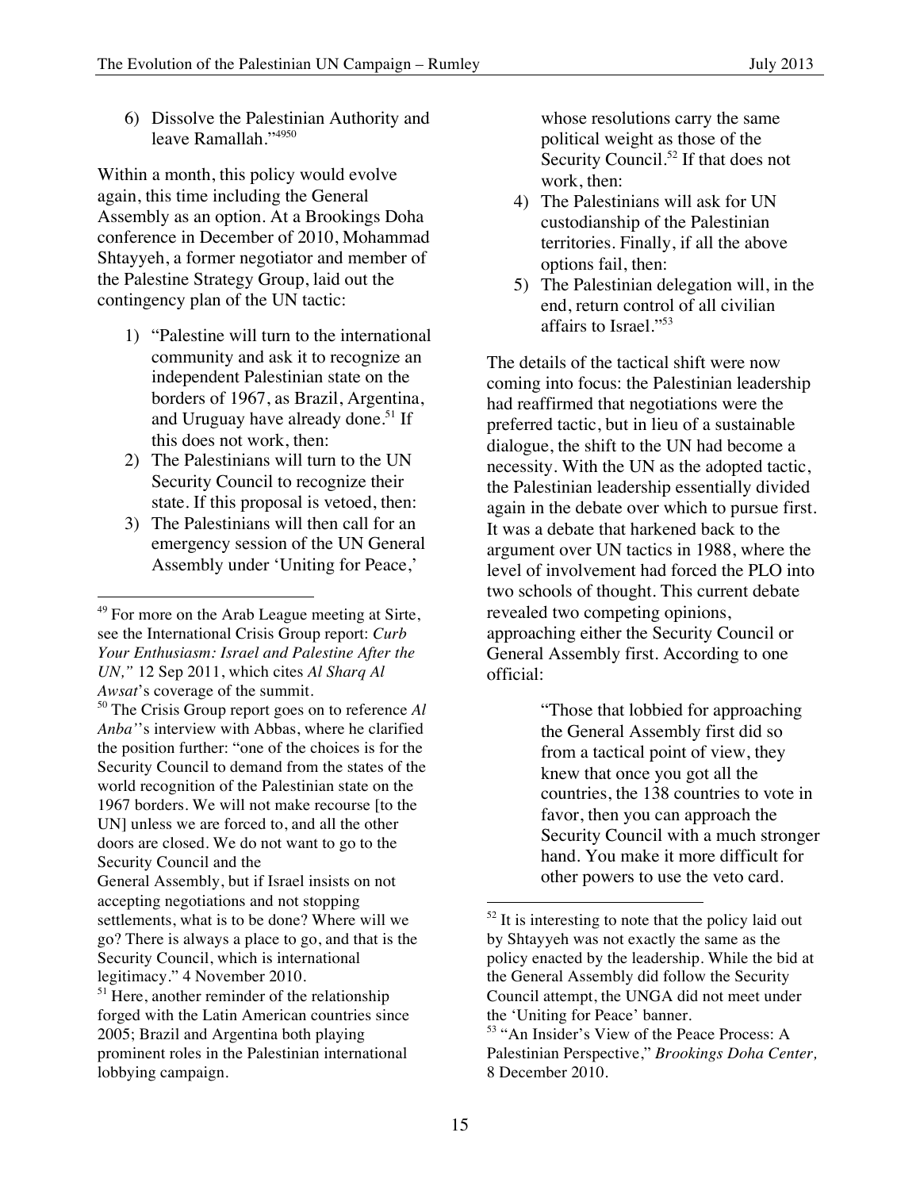6) Dissolve the Palestinian Authority and leave Ramallah."[49][50]

Within a month, this policy would evolve again, this time including the General Assembly as an option. At a Brookings Doha conference in December of 2010, Mohammad Shtayyeh, a former negotiator and member of the Palestine Strategy Group, laid out the contingency plan of the UN tactic:

1) "Palestine will turn to the international community and ask it to recognize an independent Palestinian state on the borders of 1967, as Brazil, Argentina, and Uruguay have already done.[51] If this does not work, then:
2) The Palestinians will turn to the UN Security Council to recognize their state. If this proposal is vetoed, then:
3) The Palestinians will then call for an emergency session of the UN General Assembly under 'Uniting for Peace,' whose resolutions carry the same political weight as those of the Security Council.[52] If that does not work, then:
4) The Palestinians will ask for UN custodianship of the Palestinian territories. Finally, if all the above options fail, then:
5) The Palestinian delegation will, in the end, return control of all civilian affairs to Israel."[53]

The details of the tactical shift were now coming into focus: the Palestinian leadership had reaffirmed that negotiations were the preferred tactic, but in lieu of a sustainable dialogue, the shift to the UN had become a necessity. With the UN as the adopted tactic, the Palestinian leadership essentially divided again in the debate over which to pursue first. It was a debate that harkened back to the argument over UN tactics in 1988, where the level of involvement had forced the PLO into two schools of thought. This current debate revealed two competing opinions, approaching either the Security Council or General Assembly first. According to one official:

> "Those that lobbied for approaching the General Assembly first did so from a tactical point of view, they knew that once you got all the countries, the 138 countries to vote in favor, then you can approach the Security Council with a much stronger hand. You make it more difficult for other powers to use the veto card.

---

[49] For more on the Arab League meeting at Sirte, see the International Crisis Group report: *Curb Your Enthusiasm: Israel and Palestine After the UN,"* 12 Sep 2011, which cites *Al Sharq Al Awsat*'s coverage of the summit.

[50] The Crisis Group report goes on to reference *Al Anba'*'s interview with Abbas, where he clarified the position further: "one of the choices is for the Security Council to demand from the states of the world recognition of the Palestinian state on the 1967 borders. We will not make recourse [to the UN] unless we are forced to, and all the other doors are closed. We do not want to go to the Security Council and the General Assembly, but if Israel insists on not accepting negotiations and not stopping settlements, what is to be done? Where will we go? There is always a place to go, and that is the Security Council, which is international legitimacy." 4 November 2010.

[51] Here, another reminder of the relationship forged with the Latin American countries since 2005; Brazil and Argentina both playing prominent roles in the Palestinian international lobbying campaign.

[52] It is interesting to note that the policy laid out by Shtayyeh was not exactly the same as the policy enacted by the leadership. While the bid at the General Assembly did follow the Security Council attempt, the UNGA did not meet under the 'Uniting for Peace' banner.

[53] "An Insider's View of the Peace Process: A Palestinian Perspective," *Brookings Doha Center,* 8 December 2010.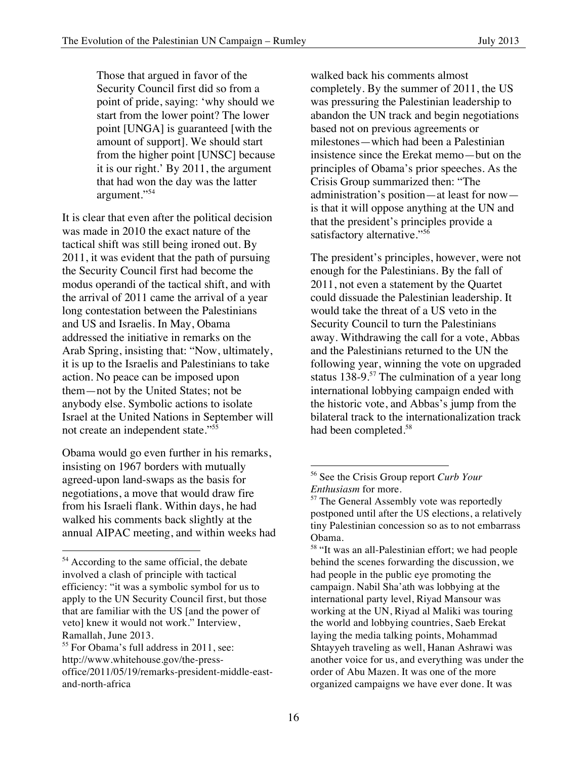> Those that argued in favor of the Security Council first did so from a point of pride, saying: 'why should we start from the lower point? The lower point [UNGA] is guaranteed [with the amount of support]. We should start from the higher point [UNSC] because it is our right.' By 2011, the argument that had won the day was the latter argument."[54]

It is clear that even after the political decision was made in 2010 the exact nature of the tactical shift was still being ironed out. By 2011, it was evident that the path of pursuing the Security Council first had become the modus operandi of the tactical shift, and with the arrival of 2011 came the arrival of a year long contestation between the Palestinians and US and Israelis. In May, Obama addressed the initiative in remarks on the Arab Spring, insisting that: "Now, ultimately, it is up to the Israelis and Palestinians to take action. No peace can be imposed upon them—not by the United States; not be anybody else. Symbolic actions to isolate Israel at the United Nations in September will not create an independent state."[55]

Obama would go even further in his remarks, insisting on 1967 borders with mutually agreed-upon land-swaps as the basis for negotiations, a move that would draw fire from his Israeli flank. Within days, he had walked his comments back slightly at the annual AIPAC meeting, and within weeks had walked back his comments almost completely. By the summer of 2011, the US was pressuring the Palestinian leadership to abandon the UN track and begin negotiations based not on previous agreements or milestones—which had been a Palestinian insistence since the Erekat memo—but on the principles of Obama's prior speeches. As the Crisis Group summarized then: "The administration's position—at least for now—is that it will oppose anything at the UN and that the president's principles provide a satisfactory alternative."[56]

The president's principles, however, were not enough for the Palestinians. By the fall of 2011, not even a statement by the Quartet could dissuade the Palestinian leadership. It would take the threat of a US veto in the Security Council to turn the Palestinians away. Withdrawing the call for a vote, Abbas and the Palestinians returned to the UN the following year, winning the vote on upgraded status 138-9.[57] The culmination of a year long international lobbying campaign ended with the historic vote, and Abbas's jump from the bilateral track to the internationalization track had been completed.[58]

---

[54] According to the same official, the debate involved a clash of principle with tactical efficiency: "it was a symbolic symbol for us to apply to the UN Security Council first, but those that are familiar with the US [and the power of veto] knew it would not work." Interview, Ramallah, June 2013.

[55] For Obama's full address in 2011, see: http://www.whitehouse.gov/the-press-office/2011/05/19/remarks-president-middle-east-and-north-africa

[56] See the Crisis Group report *Curb Your Enthusiasm* for more.

[57] The General Assembly vote was reportedly postponed until after the US elections, a relatively tiny Palestinian concession so as to not embarrass Obama.

[58] "It was an all-Palestinian effort; we had people behind the scenes forwarding the discussion, we had people in the public eye promoting the campaign. Nabil Sha'ath was lobbying at the international party level, Riyad Mansour was working at the UN, Riyad al Maliki was touring the world and lobbying countries, Saeb Erekat laying the media talking points, Mohammad Shtayyeh traveling as well, Hanan Ashrawi was another voice for us, and everything was under the order of Abu Mazen. It was one of the more organized campaigns we have ever done. It was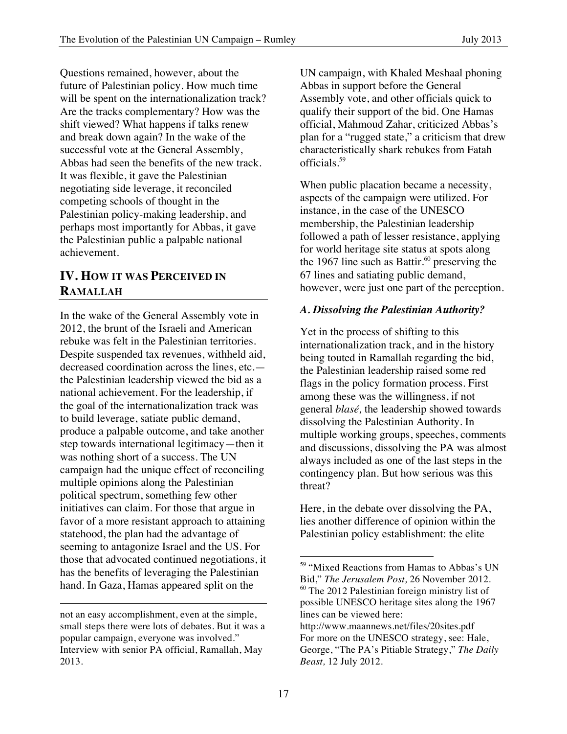Questions remained, however, about the future of Palestinian policy. How much time will be spent on the internationalization track? Are the tracks complementary? How was the shift viewed? What happens if talks renew and break down again? In the wake of the successful vote at the General Assembly, Abbas had seen the benefits of the new track. It was flexible, it gave the Palestinian negotiating side leverage, it reconciled competing schools of thought in the Palestinian policy-making leadership, and perhaps most importantly for Abbas, it gave the Palestinian public a palpable national achievement.

## IV. How it was Perceived in Ramallah

In the wake of the General Assembly vote in 2012, the brunt of the Israeli and American rebuke was felt in the Palestinian territories. Despite suspended tax revenues, withheld aid, decreased coordination across the lines, etc.—the Palestinian leadership viewed the bid as a national achievement. For the leadership, if the goal of the internationalization track was to build leverage, satiate public demand, produce a palpable outcome, and take another step towards international legitimacy—then it was nothing short of a success. The UN campaign had the unique effect of reconciling multiple opinions along the Palestinian political spectrum, something few other initiatives can claim. For those that argue in favor of a more resistant approach to attaining statehood, the plan had the advantage of seeming to antagonize Israel and the US. For those that advocated continued negotiations, it has the benefits of leveraging the Palestinian hand. In Gaza, Hamas appeared split on the UN campaign, with Khaled Meshaal phoning Abbas in support before the General Assembly vote, and other officials quick to qualify their support of the bid. One Hamas official, Mahmoud Zahar, criticized Abbas's plan for a "rugged state," a criticism that drew characteristically shark rebukes from Fatah officials.[59]

When public placation became a necessity, aspects of the campaign were utilized. For instance, in the case of the UNESCO membership, the Palestinian leadership followed a path of lesser resistance, applying for world heritage site status at spots along the 1967 line such as Battir.[60] preserving the 67 lines and satiating public demand, however, were just one part of the perception.

### *A. Dissolving the Palestinian Authority?*

Yet in the process of shifting to this internationalization track, and in the history being touted in Ramallah regarding the bid, the Palestinian leadership raised some red flags in the policy formation process. First among these was the willingness, if not general *blasé,* the leadership showed towards dissolving the Palestinian Authority. In multiple working groups, speeches, comments and discussions, dissolving the PA was almost always included as one of the last steps in the contingency plan. But how serious was this threat?

Here, in the debate over dissolving the PA, lies another difference of opinion within the Palestinian policy establishment: the elite

---

not an easy accomplishment, even at the simple, small steps there were lots of debates. But it was a popular campaign, everyone was involved." Interview with senior PA official, Ramallah, May 2013.

[59] "Mixed Reactions from Hamas to Abbas's UN Bid," *The Jerusalem Post,* 26 November 2012.

[60] The 2012 Palestinian foreign ministry list of possible UNESCO heritage sites along the 1967 lines can be viewed here: http://www.maannews.net/files/20sites.pdf For more on the UNESCO strategy, see: Hale, George, "The PA's Pitiable Strategy," *The Daily Beast,* 12 July 2012.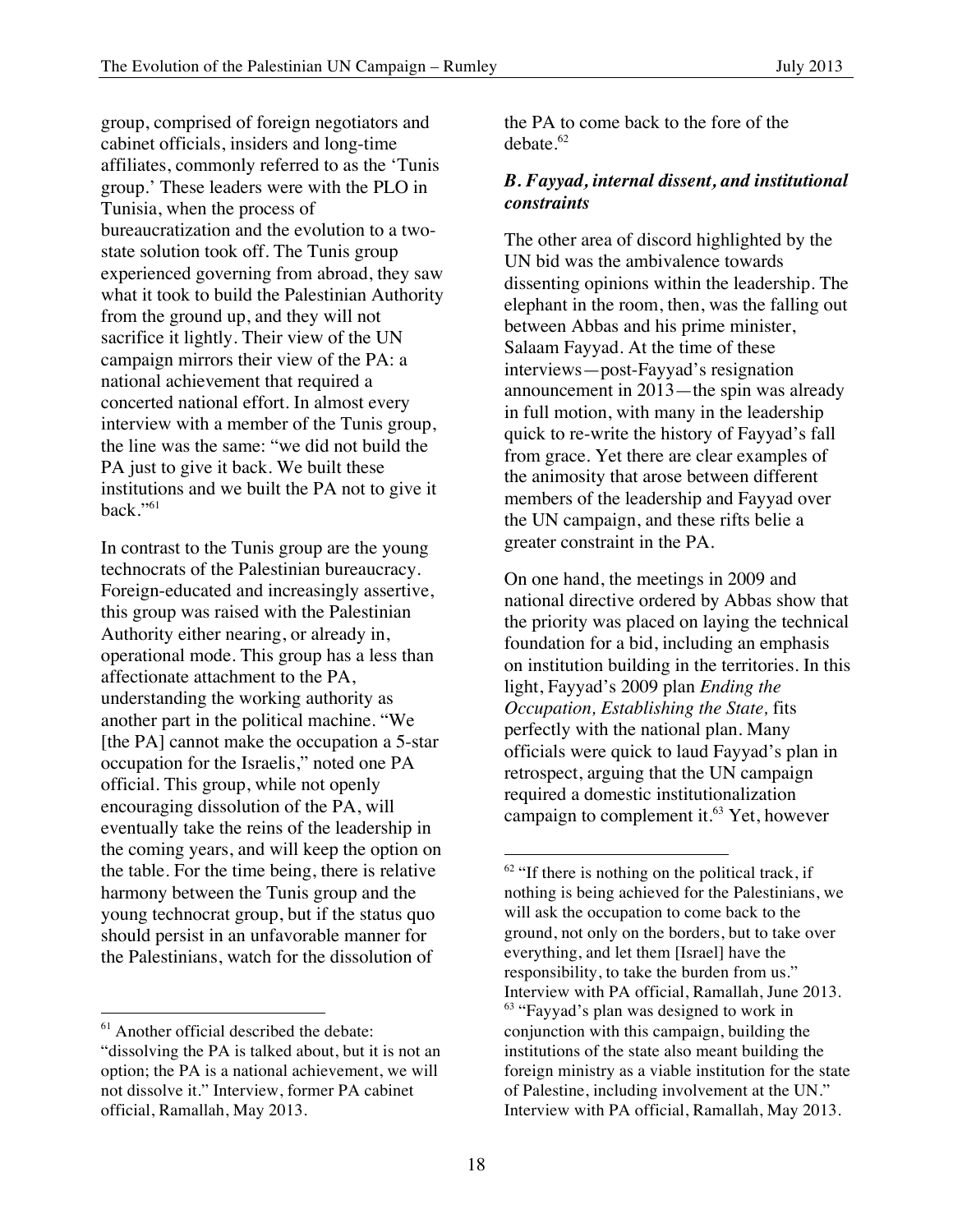group, comprised of foreign negotiators and cabinet officials, insiders and long-time affiliates, commonly referred to as the 'Tunis group.' These leaders were with the PLO in Tunisia, when the process of bureaucratization and the evolution to a two-state solution took off. The Tunis group experienced governing from abroad, they saw what it took to build the Palestinian Authority from the ground up, and they will not sacrifice it lightly. Their view of the UN campaign mirrors their view of the PA: a national achievement that required a concerted national effort. In almost every interview with a member of the Tunis group, the line was the same: "we did not build the PA just to give it back. We built these institutions and we built the PA not to give it back."[61]

In contrast to the Tunis group are the young technocrats of the Palestinian bureaucracy. Foreign-educated and increasingly assertive, this group was raised with the Palestinian Authority either nearing, or already in, operational mode. This group has a less than affectionate attachment to the PA, understanding the working authority as another part in the political machine. "We [the PA] cannot make the occupation a 5-star occupation for the Israelis," noted one PA official. This group, while not openly encouraging dissolution of the PA, will eventually take the reins of the leadership in the coming years, and will keep the option on the table. For the time being, there is relative harmony between the Tunis group and the young technocrat group, but if the status quo should persist in an unfavorable manner for the Palestinians, watch for the dissolution of the PA to come back to the fore of the debate.[62]

### B. Fayyad, internal dissent, and institutional constraints

The other area of discord highlighted by the UN bid was the ambivalence towards dissenting opinions within the leadership. The elephant in the room, then, was the falling out between Abbas and his prime minister, Salaam Fayyad. At the time of these interviews—post-Fayyad's resignation announcement in 2013—the spin was already in full motion, with many in the leadership quick to re-write the history of Fayyad's fall from grace. Yet there are clear examples of the animosity that arose between different members of the leadership and Fayyad over the UN campaign, and these rifts belie a greater constraint in the PA.

On one hand, the meetings in 2009 and national directive ordered by Abbas show that the priority was placed on laying the technical foundation for a bid, including an emphasis on institution building in the territories. In this light, Fayyad's 2009 plan *Ending the Occupation, Establishing the State,* fits perfectly with the national plan. Many officials were quick to laud Fayyad's plan in retrospect, arguing that the UN campaign required a domestic institutionalization campaign to complement it.[63] Yet, however

---

[61] Another official described the debate: "dissolving the PA is talked about, but it is not an option; the PA is a national achievement, we will not dissolve it." Interview, former PA cabinet official, Ramallah, May 2013.

[62] "If there is nothing on the political track, if nothing is being achieved for the Palestinians, we will ask the occupation to come back to the ground, not only on the borders, but to take over everything, and let them [Israel] have the responsibility, to take the burden from us." Interview with PA official, Ramallah, June 2013.

[63] "Fayyad's plan was designed to work in conjunction with this campaign, building the institutions of the state also meant building the foreign ministry as a viable institution for the state of Palestine, including involvement at the UN." Interview with PA official, Ramallah, May 2013.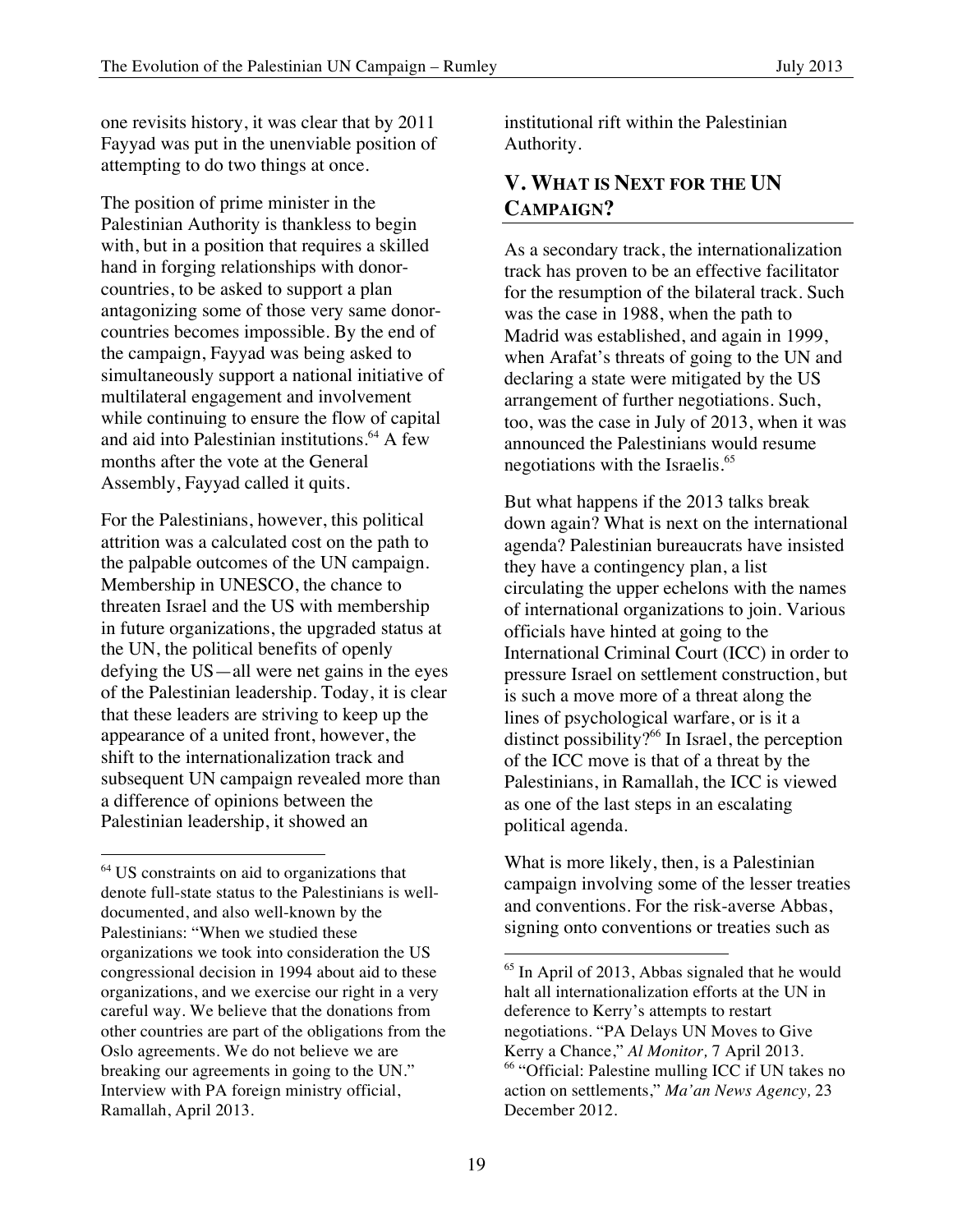one revisits history, it was clear that by 2011 Fayyad was put in the unenviable position of attempting to do two things at once.

The position of prime minister in the Palestinian Authority is thankless to begin with, but in a position that requires a skilled hand in forging relationships with donor-countries, to be asked to support a plan antagonizing some of those very same donor-countries becomes impossible. By the end of the campaign, Fayyad was being asked to simultaneously support a national initiative of multilateral engagement and involvement while continuing to ensure the flow of capital and aid into Palestinian institutions.[64] A few months after the vote at the General Assembly, Fayyad called it quits.

For the Palestinians, however, this political attrition was a calculated cost on the path to the palpable outcomes of the UN campaign. Membership in UNESCO, the chance to threaten Israel and the US with membership in future organizations, the upgraded status at the UN, the political benefits of openly defying the US—all were net gains in the eyes of the Palestinian leadership. Today, it is clear that these leaders are striving to keep up the appearance of a united front, however, the shift to the internationalization track and subsequent UN campaign revealed more than a difference of opinions between the Palestinian leadership, it showed an institutional rift within the Palestinian Authority.

## V. What is Next for the UN Campaign?

As a secondary track, the internationalization track has proven to be an effective facilitator for the resumption of the bilateral track. Such was the case in 1988, when the path to Madrid was established, and again in 1999, when Arafat's threats of going to the UN and declaring a state were mitigated by the US arrangement of further negotiations. Such, too, was the case in July of 2013, when it was announced the Palestinians would resume negotiations with the Israelis.[65]

But what happens if the 2013 talks break down again? What is next on the international agenda? Palestinian bureaucrats have insisted they have a contingency plan, a list circulating the upper echelons with the names of international organizations to join. Various officials have hinted at going to the International Criminal Court (ICC) in order to pressure Israel on settlement construction, but is such a move more of a threat along the lines of psychological warfare, or is it a distinct possibility?[66] In Israel, the perception of the ICC move is that of a threat by the Palestinians, in Ramallah, the ICC is viewed as one of the last steps in an escalating political agenda.

What is more likely, then, is a Palestinian campaign involving some of the lesser treaties and conventions. For the risk-averse Abbas, signing onto conventions or treaties such as

---

[64] US constraints on aid to organizations that denote full-state status to the Palestinians is well-documented, and also well-known by the Palestinians: "When we studied these organizations we took into consideration the US congressional decision in 1994 about aid to these organizations, and we exercise our right in a very careful way. We believe that the donations from other countries are part of the obligations from the Oslo agreements. We do not believe we are breaking our agreements in going to the UN." Interview with PA foreign ministry official, Ramallah, April 2013.

[65] In April of 2013, Abbas signaled that he would halt all internationalization efforts at the UN in deference to Kerry's attempts to restart negotiations. "PA Delays UN Moves to Give Kerry a Chance," *Al Monitor,* 7 April 2013.

[66] "Official: Palestine mulling ICC if UN takes no action on settlements," *Ma'an News Agency,* 23 December 2012.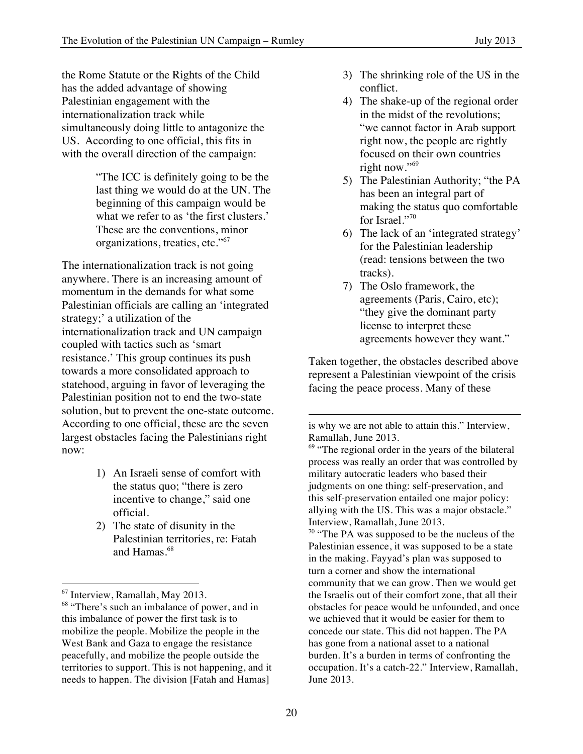the Rome Statute or the Rights of the Child has the added advantage of showing Palestinian engagement with the internationalization track while simultaneously doing little to antagonize the US. According to one official, this fits in with the overall direction of the campaign:

> "The ICC is definitely going to be the last thing we would do at the UN. The beginning of this campaign would be what we refer to as 'the first clusters.' These are the conventions, minor organizations, treaties, etc."[67]

The internationalization track is not going anywhere. There is an increasing amount of momentum in the demands for what some Palestinian officials are calling an 'integrated strategy;' a utilization of the internationalization track and UN campaign coupled with tactics such as 'smart resistance.' This group continues its push towards a more consolidated approach to statehood, arguing in favor of leveraging the Palestinian position not to end the two-state solution, but to prevent the one-state outcome. According to one official, these are the seven largest obstacles facing the Palestinians right now:

1) An Israeli sense of comfort with the status quo; "there is zero incentive to change," said one official.
2) The state of disunity in the Palestinian territories, re: Fatah and Hamas.[68]
3) The shrinking role of the US in the conflict.
4) The shake-up of the regional order in the midst of the revolutions; "we cannot factor in Arab support right now, the people are rightly focused on their own countries right now."[69]
5) The Palestinian Authority; "the PA has been an integral part of making the status quo comfortable for Israel."[70]
6) The lack of an 'integrated strategy' for the Palestinian leadership (read: tensions between the two tracks).
7) The Oslo framework, the agreements (Paris, Cairo, etc); "they give the dominant party license to interpret these agreements however they want."

Taken together, the obstacles described above represent a Palestinian viewpoint of the crisis facing the peace process. Many of these

---

[67] Interview, Ramallah, May 2013.

[68] "There's such an imbalance of power, and in this imbalance of power the first task is to mobilize the people. Mobilize the people in the West Bank and Gaza to engage the resistance peacefully, and mobilize the people outside the territories to support. This is not happening, and it needs to happen. The division [Fatah and Hamas] is why we are not able to attain this." Interview, Ramallah, June 2013.

[69] "The regional order in the years of the bilateral process was really an order that was controlled by military autocratic leaders who based their judgments on one thing: self-preservation, and this self-preservation entailed one major policy: allying with the US. This was a major obstacle." Interview, Ramallah, June 2013.

[70] "The PA was supposed to be the nucleus of the Palestinian essence, it was supposed to be a state in the making. Fayyad's plan was supposed to turn a corner and show the international community that we can grow. Then we would get the Israelis out of their comfort zone, that all their obstacles for peace would be unfounded, and once we achieved that it would be easier for them to concede our state. This did not happen. The PA has gone from a national asset to a national burden. It's a burden in terms of confronting the occupation. It's a catch-22." Interview, Ramallah, June 2013.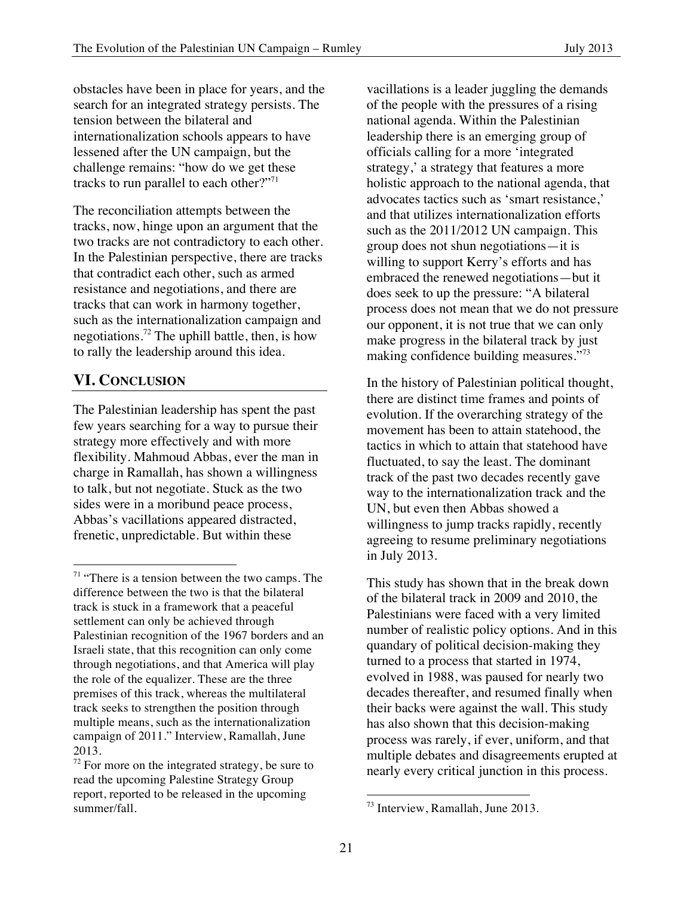obstacles have been in place for years, and the search for an integrated strategy persists. The tension between the bilateral and internationalization schools appears to have lessened after the UN campaign, but the challenge remains: "how do we get these tracks to run parallel to each other?"[71]

The reconciliation attempts between the tracks, now, hinge upon an argument that the two tracks are not contradictory to each other. In the Palestinian perspective, there are tracks that contradict each other, such as armed resistance and negotiations, and there are tracks that can work in harmony together, such as the internationalization campaign and negotiations.[72] The uphill battle, then, is how to rally the leadership around this idea.

## VI. Conclusion

The Palestinian leadership has spent the past few years searching for a way to pursue their strategy more effectively and with more flexibility. Mahmoud Abbas, ever the man in charge in Ramallah, has shown a willingness to talk, but not negotiate. Stuck as the two sides were in a moribund peace process, Abbas's vacillations appeared distracted, frenetic, unpredictable. But within these vacillations is a leader juggling the demands of the people with the pressures of a rising national agenda. Within the Palestinian leadership there is an emerging group of officials calling for a more 'integrated strategy,' a strategy that features a more holistic approach to the national agenda, that advocates tactics such as 'smart resistance,' and that utilizes internationalization efforts such as the 2011/2012 UN campaign. This group does not shun negotiations—it is willing to support Kerry's efforts and has embraced the renewed negotiations—but it does seek to up the pressure: "A bilateral process does not mean that we do not pressure our opponent, it is not true that we can only make progress in the bilateral track by just making confidence building measures."[73]

In the history of Palestinian political thought, there are distinct time frames and points of evolution. If the overarching strategy of the movement has been to attain statehood, the tactics in which to attain that statehood have fluctuated, to say the least. The dominant track of the past two decades recently gave way to the internationalization track and the UN, but even then Abbas showed a willingness to jump tracks rapidly, recently agreeing to resume preliminary negotiations in July 2013.

This study has shown that in the break down of the bilateral track in 2009 and 2010, the Palestinians were faced with a very limited number of realistic policy options. And in this quandary of political decision-making they turned to a process that started in 1974, evolved in 1988, was paused for nearly two decades thereafter, and resumed finally when their backs were against the wall. This study has also shown that this decision-making process was rarely, if ever, uniform, and that multiple debates and disagreements erupted at nearly every critical junction in this process.

---

[71] "There is a tension between the two camps. The difference between the two is that the bilateral track is stuck in a framework that a peaceful settlement can only be achieved through Palestinian recognition of the 1967 borders and an Israeli state, that this recognition can only come through negotiations, and that America will play the role of the equalizer. These are the three premises of this track, whereas the multilateral track seeks to strengthen the position through multiple means, such as the internationalization campaign of 2011." Interview, Ramallah, June 2013.

[72] For more on the integrated strategy, be sure to read the upcoming Palestine Strategy Group report, reported to be released in the upcoming summer/fall.

[73] Interview, Ramallah, June 2013.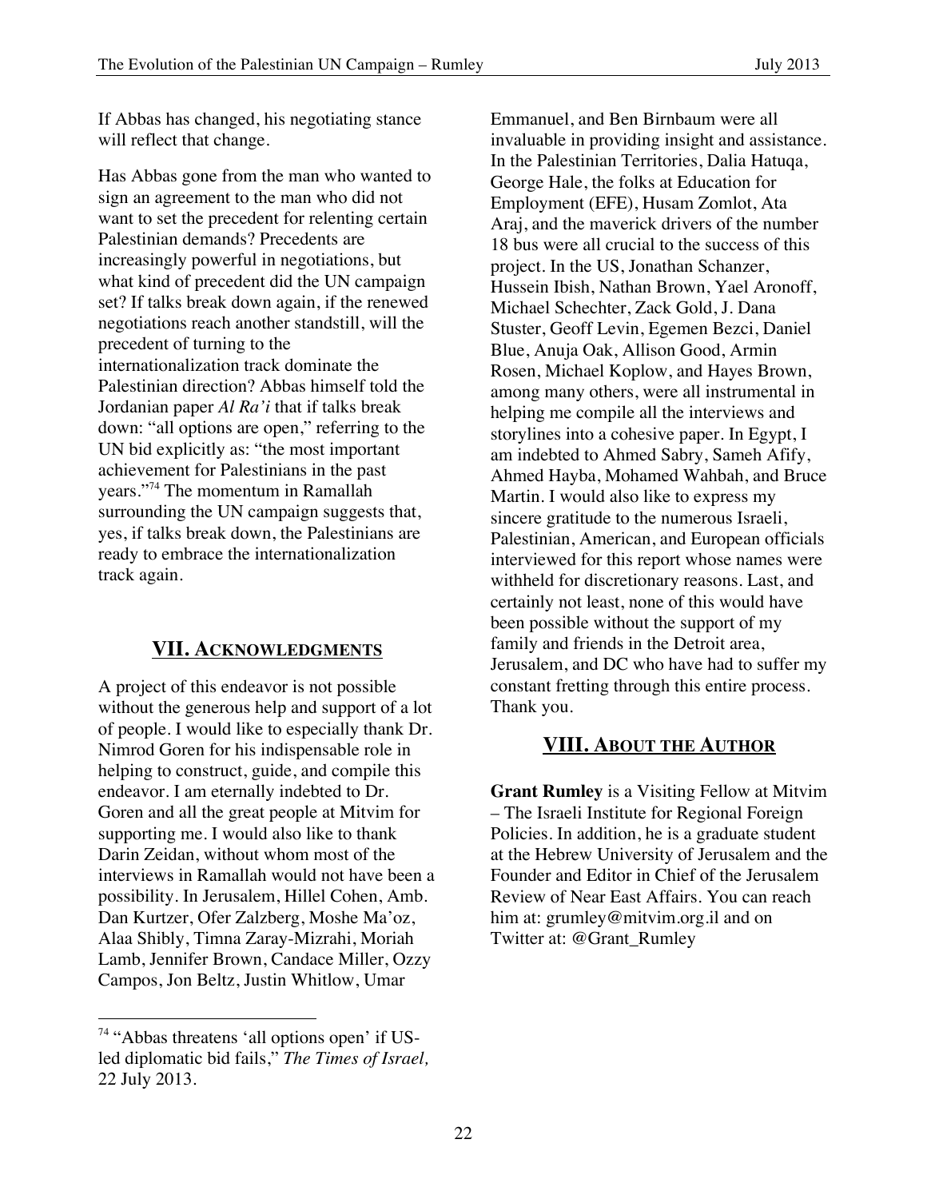If Abbas has changed, his negotiating stance will reflect that change.

Has Abbas gone from the man who wanted to sign an agreement to the man who did not want to set the precedent for relenting certain Palestinian demands? Precedents are increasingly powerful in negotiations, but what kind of precedent did the UN campaign set? If talks break down again, if the renewed negotiations reach another standstill, will the precedent of turning to the internationalization track dominate the Palestinian direction? Abbas himself told the Jordanian paper *Al Ra'i* that if talks break down: "all options are open," referring to the UN bid explicitly as: "the most important achievement for Palestinians in the past years."[74] The momentum in Ramallah surrounding the UN campaign suggests that, yes, if talks break down, the Palestinians are ready to embrace the internationalization track again.

## VII. Acknowledgments

A project of this endeavor is not possible without the generous help and support of a lot of people. I would like to especially thank Dr. Nimrod Goren for his indispensable role in helping to construct, guide, and compile this endeavor. I am eternally indebted to Dr. Goren and all the great people at Mitvim for supporting me. I would also like to thank Darin Zeidan, without whom most of the interviews in Ramallah would not have been a possibility. In Jerusalem, Hillel Cohen, Amb. Dan Kurtzer, Ofer Zalzberg, Moshe Ma'oz, Alaa Shibly, Timna Zaray-Mizrahi, Moriah Lamb, Jennifer Brown, Candace Miller, Ozzy Campos, Jon Beltz, Justin Whitlow, Umar Emmanuel, and Ben Birnbaum were all invaluable in providing insight and assistance. In the Palestinian Territories, Dalia Hatuqa, George Hale, the folks at Education for Employment (EFE), Husam Zomlot, Ata Araj, and the maverick drivers of the number 18 bus were all crucial to the success of this project. In the US, Jonathan Schanzer, Hussein Ibish, Nathan Brown, Yael Aronoff, Michael Schechter, Zack Gold, J. Dana Stuster, Geoff Levin, Egemen Bezci, Daniel Blue, Anuja Oak, Allison Good, Armin Rosen, Michael Koplow, and Hayes Brown, among many others, were all instrumental in helping me compile all the interviews and storylines into a cohesive paper. In Egypt, I am indebted to Ahmed Sabry, Sameh Afify, Ahmed Hayba, Mohamed Wahbah, and Bruce Martin. I would also like to express my sincere gratitude to the numerous Israeli, Palestinian, American, and European officials interviewed for this report whose names were withheld for discretionary reasons. Last, and certainly not least, none of this would have been possible without the support of my family and friends in the Detroit area, Jerusalem, and DC who have had to suffer my constant fretting through this entire process. Thank you.

## VIII. About the Author

**Grant Rumley** is a Visiting Fellow at Mitvim – The Israeli Institute for Regional Foreign Policies. In addition, he is a graduate student at the Hebrew University of Jerusalem and the Founder and Editor in Chief of the Jerusalem Review of Near East Affairs. You can reach him at: grumley@mitvim.org.il and on Twitter at: @Grant_Rumley

---

[74] "Abbas threatens 'all options open' if US-led diplomatic bid fails," *The Times of Israel,* 22 July 2013.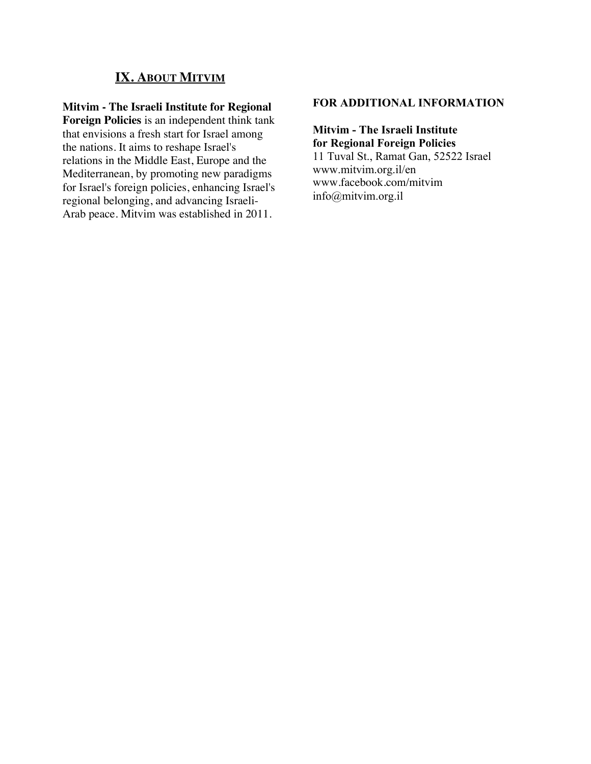## IX. About Mitvim

**Mitvim - The Israeli Institute for Regional Foreign Policies** is an independent think tank that envisions a fresh start for Israel among the nations. It aims to reshape Israel's relations in the Middle East, Europe and the Mediterranean, by promoting new paradigms for Israel's foreign policies, enhancing Israel's regional belonging, and advancing Israeli-Arab peace. Mitvim was established in 2011.

**FOR ADDITIONAL INFORMATION**

**Mitvim - The Israeli Institute for Regional Foreign Policies**
11 Tuval St., Ramat Gan, 52522 Israel
www.mitvim.org.il/en
www.facebook.com/mitvim
info@mitvim.org.il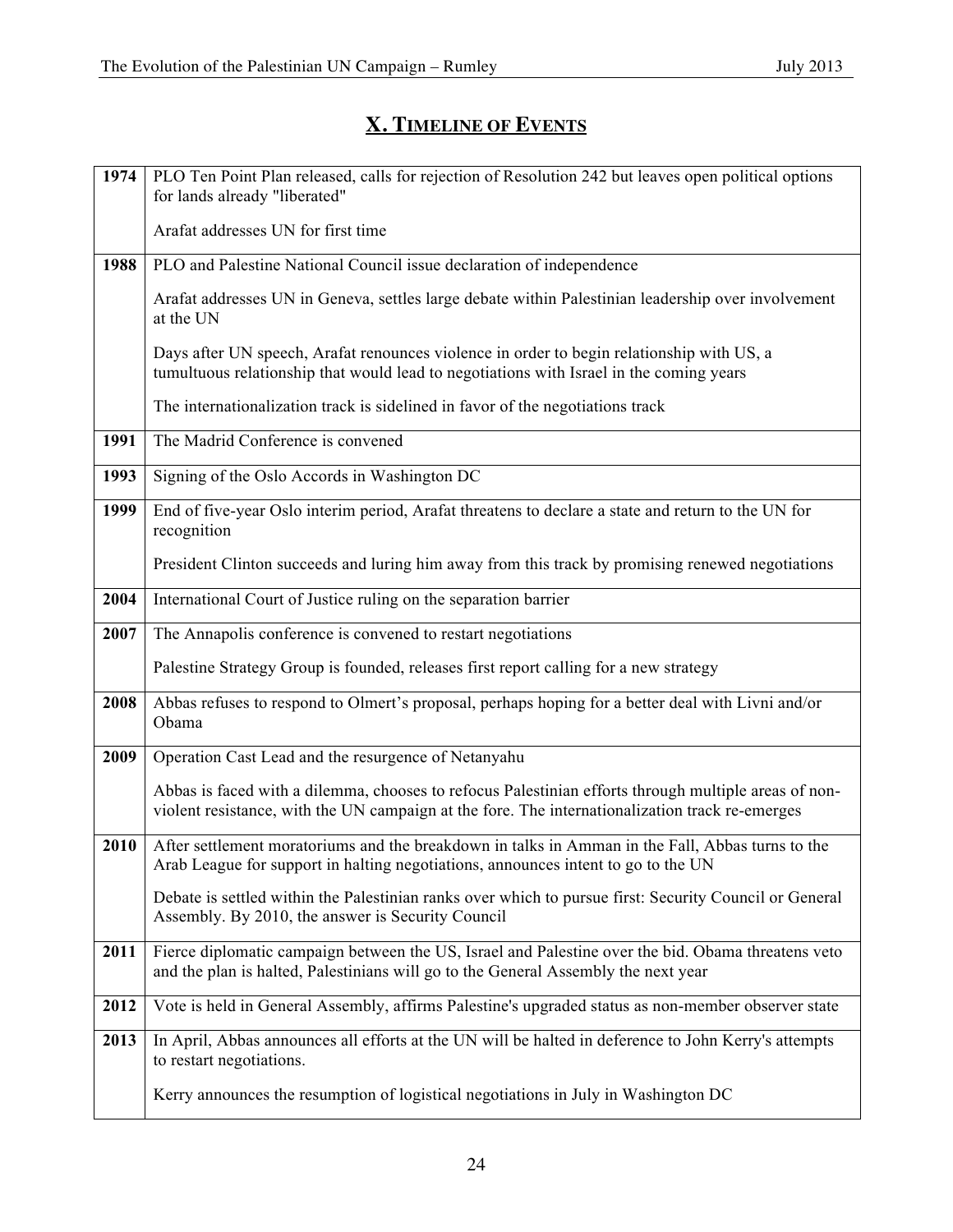## X. TIMELINE OF EVENTS

| | |
|---|---|
| **1974** | PLO Ten Point Plan released, calls for rejection of Resolution 242 but leaves open political options for lands already "liberated"<br><br>Arafat addresses UN for first time |
| **1988** | PLO and Palestine National Council issue declaration of independence<br><br>Arafat addresses UN in Geneva, settles large debate within Palestinian leadership over involvement at the UN<br><br>Days after UN speech, Arafat renounces violence in order to begin relationship with US, a tumultuous relationship that would lead to negotiations with Israel in the coming years<br><br>The internationalization track is sidelined in favor of the negotiations track |
| **1991** | The Madrid Conference is convened |
| **1993** | Signing of the Oslo Accords in Washington DC |
| **1999** | End of five-year Oslo interim period, Arafat threatens to declare a state and return to the UN for recognition<br><br>President Clinton succeeds and luring him away from this track by promising renewed negotiations |
| **2004** | International Court of Justice ruling on the separation barrier |
| **2007** | The Annapolis conference is convened to restart negotiations<br><br>Palestine Strategy Group is founded, releases first report calling for a new strategy |
| **2008** | Abbas refuses to respond to Olmert's proposal, perhaps hoping for a better deal with Livni and/or Obama |
| **2009** | Operation Cast Lead and the resurgence of Netanyahu<br><br>Abbas is faced with a dilemma, chooses to refocus Palestinian efforts through multiple areas of non-violent resistance, with the UN campaign at the fore. The internationalization track re-emerges |
| **2010** | After settlement moratoriums and the breakdown in talks in Amman in the Fall, Abbas turns to the Arab League for support in halting negotiations, announces intent to go to the UN<br><br>Debate is settled within the Palestinian ranks over which to pursue first: Security Council or General Assembly. By 2010, the answer is Security Council |
| **2011** | Fierce diplomatic campaign between the US, Israel and Palestine over the bid. Obama threatens veto and the plan is halted, Palestinians will go to the General Assembly the next year |
| **2012** | Vote is held in General Assembly, affirms Palestine's upgraded status as non-member observer state |
| **2013** | In April, Abbas announces all efforts at the UN will be halted in deference to John Kerry's attempts to restart negotiations.<br><br>Kerry announces the resumption of logistical negotiations in July in Washington DC |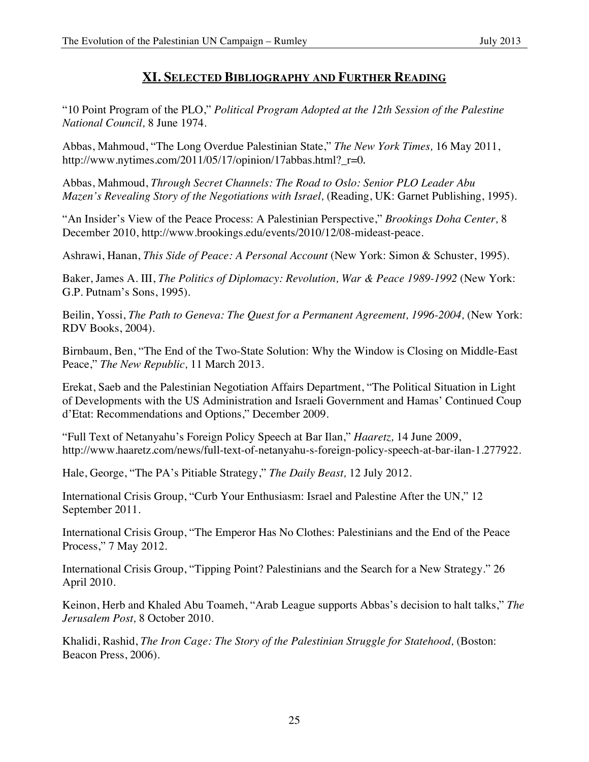## XI. Selected Bibliography and Further Reading

"10 Point Program of the PLO," *Political Program Adopted at the 12th Session of the Palestine National Council,* 8 June 1974.

Abbas, Mahmoud, "The Long Overdue Palestinian State," *The New York Times,* 16 May 2011, http://www.nytimes.com/2011/05/17/opinion/17abbas.html?_r=0.

Abbas, Mahmoud, *Through Secret Channels: The Road to Oslo: Senior PLO Leader Abu Mazen's Revealing Story of the Negotiations with Israel,* (Reading, UK: Garnet Publishing, 1995).

"An Insider's View of the Peace Process: A Palestinian Perspective," *Brookings Doha Center,* 8 December 2010, http://www.brookings.edu/events/2010/12/08-mideast-peace.

Ashrawi, Hanan, *This Side of Peace: A Personal Account* (New York: Simon & Schuster, 1995).

Baker, James A. III, *The Politics of Diplomacy: Revolution, War & Peace 1989-1992* (New York: G.P. Putnam's Sons, 1995).

Beilin, Yossi, *The Path to Geneva: The Quest for a Permanent Agreement, 1996-2004,* (New York: RDV Books, 2004).

Birnbaum, Ben, "The End of the Two-State Solution: Why the Window is Closing on Middle-East Peace," *The New Republic,* 11 March 2013.

Erekat, Saeb and the Palestinian Negotiation Affairs Department, "The Political Situation in Light of Developments with the US Administration and Israeli Government and Hamas' Continued Coup d'Etat: Recommendations and Options," December 2009.

"Full Text of Netanyahu's Foreign Policy Speech at Bar Ilan," *Haaretz,* 14 June 2009, http://www.haaretz.com/news/full-text-of-netanyahu-s-foreign-policy-speech-at-bar-ilan-1.277922.

Hale, George, "The PA's Pitiable Strategy," *The Daily Beast,* 12 July 2012.

International Crisis Group, "Curb Your Enthusiasm: Israel and Palestine After the UN," 12 September 2011.

International Crisis Group, "The Emperor Has No Clothes: Palestinians and the End of the Peace Process," 7 May 2012.

International Crisis Group, "Tipping Point? Palestinians and the Search for a New Strategy." 26 April 2010.

Keinon, Herb and Khaled Abu Toameh, "Arab League supports Abbas's decision to halt talks," *The Jerusalem Post,* 8 October 2010.

Khalidi, Rashid, *The Iron Cage: The Story of the Palestinian Struggle for Statehood,* (Boston: Beacon Press, 2006).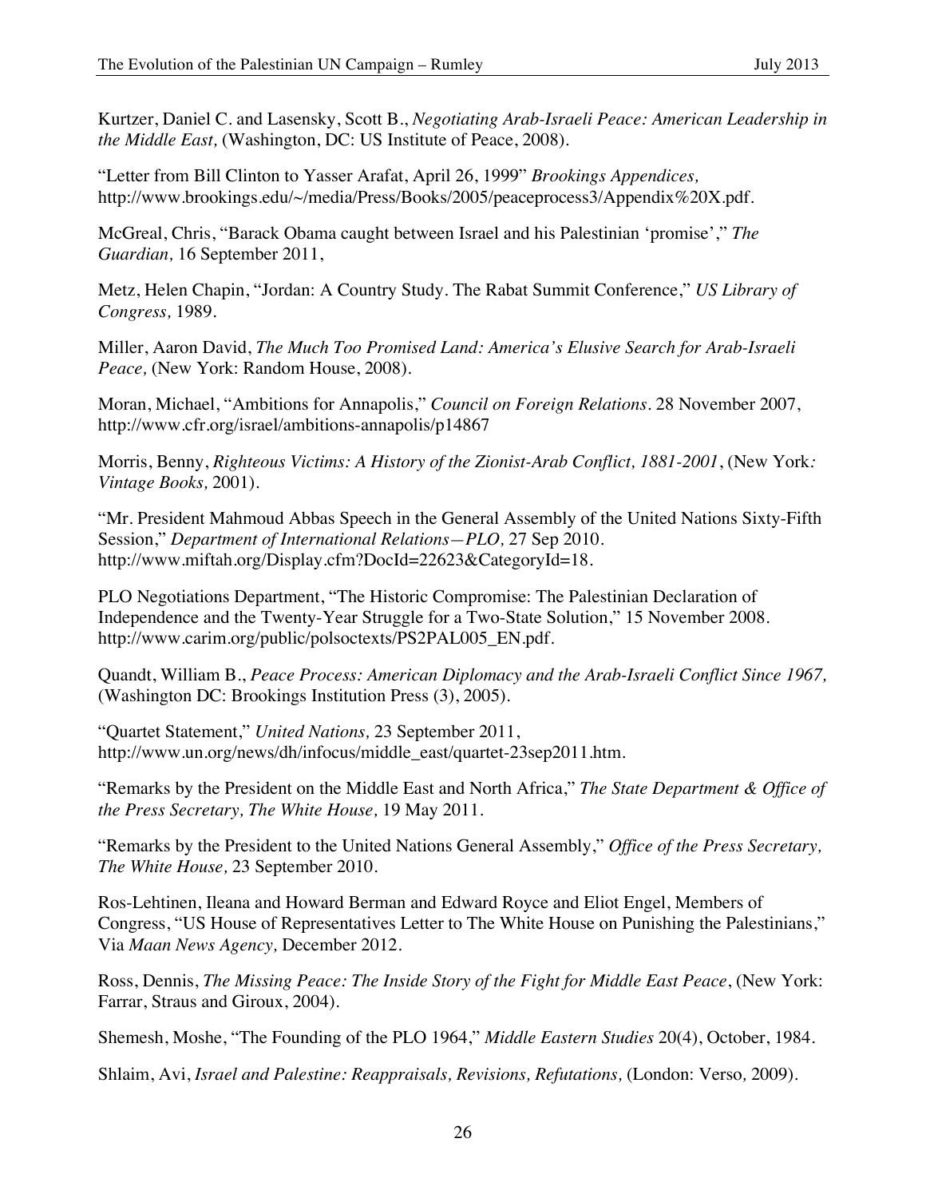Kurtzer, Daniel C. and Lasensky, Scott B., *Negotiating Arab-Israeli Peace: American Leadership in the Middle East,* (Washington, DC: US Institute of Peace, 2008).

"Letter from Bill Clinton to Yasser Arafat, April 26, 1999" *Brookings Appendices,* http://www.brookings.edu/~/media/Press/Books/2005/peaceprocess3/Appendix%20X.pdf.

McGreal, Chris, "Barack Obama caught between Israel and his Palestinian 'promise'," *The Guardian,* 16 September 2011,

Metz, Helen Chapin, "Jordan: A Country Study. The Rabat Summit Conference," *US Library of Congress,* 1989.

Miller, Aaron David, *The Much Too Promised Land: America's Elusive Search for Arab-Israeli Peace,* (New York: Random House, 2008).

Moran, Michael, "Ambitions for Annapolis," *Council on Foreign Relations.* 28 November 2007, http://www.cfr.org/israel/ambitions-annapolis/p14867

Morris, Benny, *Righteous Victims: A History of the Zionist-Arab Conflict, 1881-2001*, (New York*: Vintage Books,* 2001).

"Mr. President Mahmoud Abbas Speech in the General Assembly of the United Nations Sixty-Fifth Session," *Department of International Relations—PLO,* 27 Sep 2010. http://www.miftah.org/Display.cfm?DocId=22623&CategoryId=18.

PLO Negotiations Department, "The Historic Compromise: The Palestinian Declaration of Independence and the Twenty-Year Struggle for a Two-State Solution," 15 November 2008. http://www.carim.org/public/polsoctexts/PS2PAL005_EN.pdf.

Quandt, William B., *Peace Process: American Diplomacy and the Arab-Israeli Conflict Since 1967,* (Washington DC: Brookings Institution Press (3), 2005).

"Quartet Statement," *United Nations,* 23 September 2011, http://www.un.org/news/dh/infocus/middle_east/quartet-23sep2011.htm.

"Remarks by the President on the Middle East and North Africa," *The State Department & Office of the Press Secretary, The White House,* 19 May 2011.

"Remarks by the President to the United Nations General Assembly," *Office of the Press Secretary, The White House,* 23 September 2010.

Ros-Lehtinen, Ileana and Howard Berman and Edward Royce and Eliot Engel, Members of Congress, "US House of Representatives Letter to The White House on Punishing the Palestinians," Via *Maan News Agency,* December 2012.

Ross, Dennis, *The Missing Peace: The Inside Story of the Fight for Middle East Peace*, (New York: Farrar, Straus and Giroux, 2004).

Shemesh, Moshe, "The Founding of the PLO 1964," *Middle Eastern Studies* 20(4), October, 1984.

Shlaim, Avi, *Israel and Palestine: Reappraisals, Revisions, Refutations,* (London: Verso*,* 2009).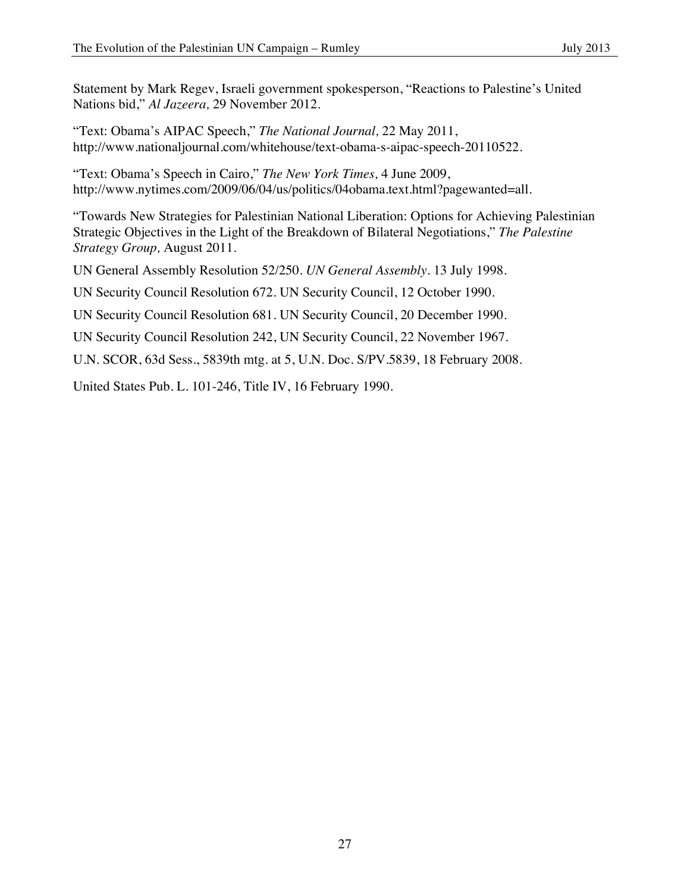Statement by Mark Regev, Israeli government spokesperson, "Reactions to Palestine's United Nations bid," *Al Jazeera,* 29 November 2012.

"Text: Obama's AIPAC Speech," *The National Journal,* 22 May 2011, http://www.nationaljournal.com/whitehouse/text-obama-s-aipac-speech-20110522.

"Text: Obama's Speech in Cairo," *The New York Times,* 4 June 2009, http://www.nytimes.com/2009/06/04/us/politics/04obama.text.html?pagewanted=all.

"Towards New Strategies for Palestinian National Liberation: Options for Achieving Palestinian Strategic Objectives in the Light of the Breakdown of Bilateral Negotiations," *The Palestine Strategy Group,* August 2011.

UN General Assembly Resolution 52/250. *UN General Assembly*. 13 July 1998.

UN Security Council Resolution 672. UN Security Council, 12 October 1990.

UN Security Council Resolution 681. UN Security Council, 20 December 1990.

UN Security Council Resolution 242, UN Security Council, 22 November 1967.

U.N. SCOR, 63d Sess., 5839th mtg. at 5, U.N. Doc. S/PV.5839, 18 February 2008.

United States Pub. L. 101-246, Title IV, 16 February 1990.